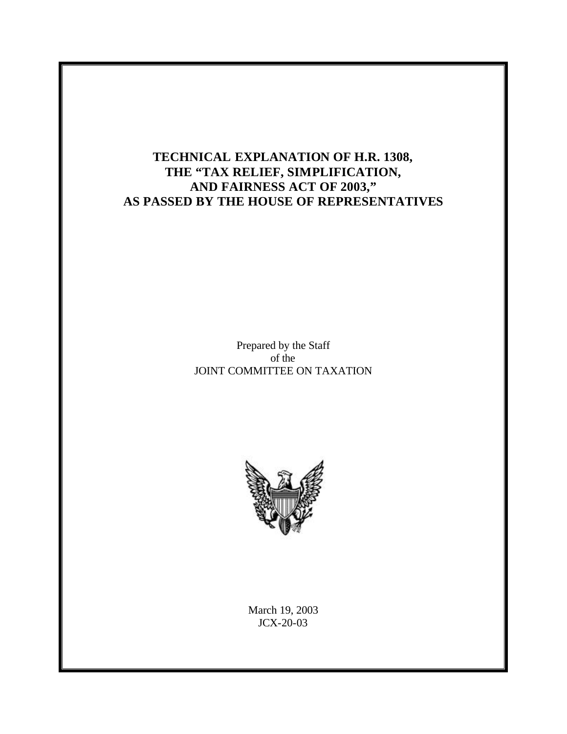# TECHNICAL EXPLANATION OF H.R. 1308, THE "TAX RELIEF, SIMPLIFICATION, AND FAIRNESS ACT OF 2003," AS PASSED BY THE HOUSE OF REPRESENTATIVES

Prepared by the Staff
of the
JOINT COMMITTEE ON TAXATION

March 19, 2003
JCX-20-03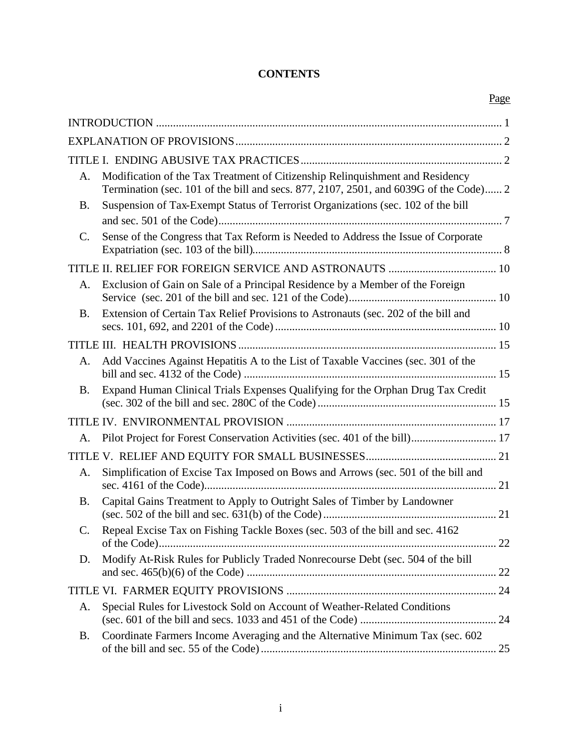# CONTENTS

Page

INTRODUCTION ........................................................................................................................... 1

EXPLANATION OF PROVISIONS............................................................................................. 2

TITLE I. ENDING ABUSIVE TAX PRACTICES...................................................................... 2

A. Modification of the Tax Treatment of Citizenship Relinquishment and Residency Termination (sec. 101 of the bill and secs. 877, 2107, 2501, and 6039G of the Code)...... 2

B. Suspension of Tax-Exempt Status of Terrorist Organizations (sec. 102 of the bill and sec. 501 of the Code)................................................................................................... 7

C. Sense of the Congress that Tax Reform is Needed to Address the Issue of Corporate Expatriation (sec. 103 of the bill)........................................................................................ 8

TITLE II. RELIEF FOR FOREIGN SERVICE AND ASTRONAUTS ...................................... 10

A. Exclusion of Gain on Sale of a Principal Residence by a Member of the Foreign Service (sec. 201 of the bill and sec. 121 of the Code).................................................... 10

B. Extension of Certain Tax Relief Provisions to Astronauts (sec. 202 of the bill and secs. 101, 692, and 2201 of the Code)............................................................................. 10

TITLE III. HEALTH PROVISIONS........................................................................................... 15

A. Add Vaccines Against Hepatitis A to the List of Taxable Vaccines (sec. 301 of the bill and sec. 4132 of the Code) ........................................................................................ 15

B. Expand Human Clinical Trials Expenses Qualifying for the Orphan Drug Tax Credit (sec. 302 of the bill and sec. 280C of the Code)............................................................... 15

TITLE IV. ENVIRONMENTAL PROVISION .......................................................................... 17

A. Pilot Project for Forest Conservation Activities (sec. 401 of the bill).............................. 17

TITLE V. RELIEF AND EQUITY FOR SMALL BUSINESSES.............................................. 21

A. Simplification of Excise Tax Imposed on Bows and Arrows (sec. 501 of the bill and sec. 4161 of the Code)....................................................................................................... 21

B. Capital Gains Treatment to Apply to Outright Sales of Timber by Landowner (sec. 502 of the bill and sec. 631(b) of the Code)............................................................. 21

C. Repeal Excise Tax on Fishing Tackle Boxes (sec. 503 of the bill and sec. 4162 of the Code)....................................................................................................................... 22

D. Modify At-Risk Rules for Publicly Traded Nonrecourse Debt (sec. 504 of the bill and sec. 465(b)(6) of the Code) ........................................................................................ 22

TITLE VI. FARMER EQUITY PROVISIONS .......................................................................... 24

A. Special Rules for Livestock Sold on Account of Weather-Related Conditions (sec. 601 of the bill and secs. 1033 and 451 of the Code) ................................................ 24

B. Coordinate Farmers Income Averaging and the Alternative Minimum Tax (sec. 602 of the bill and sec. 55 of the Code).................................................................................. 25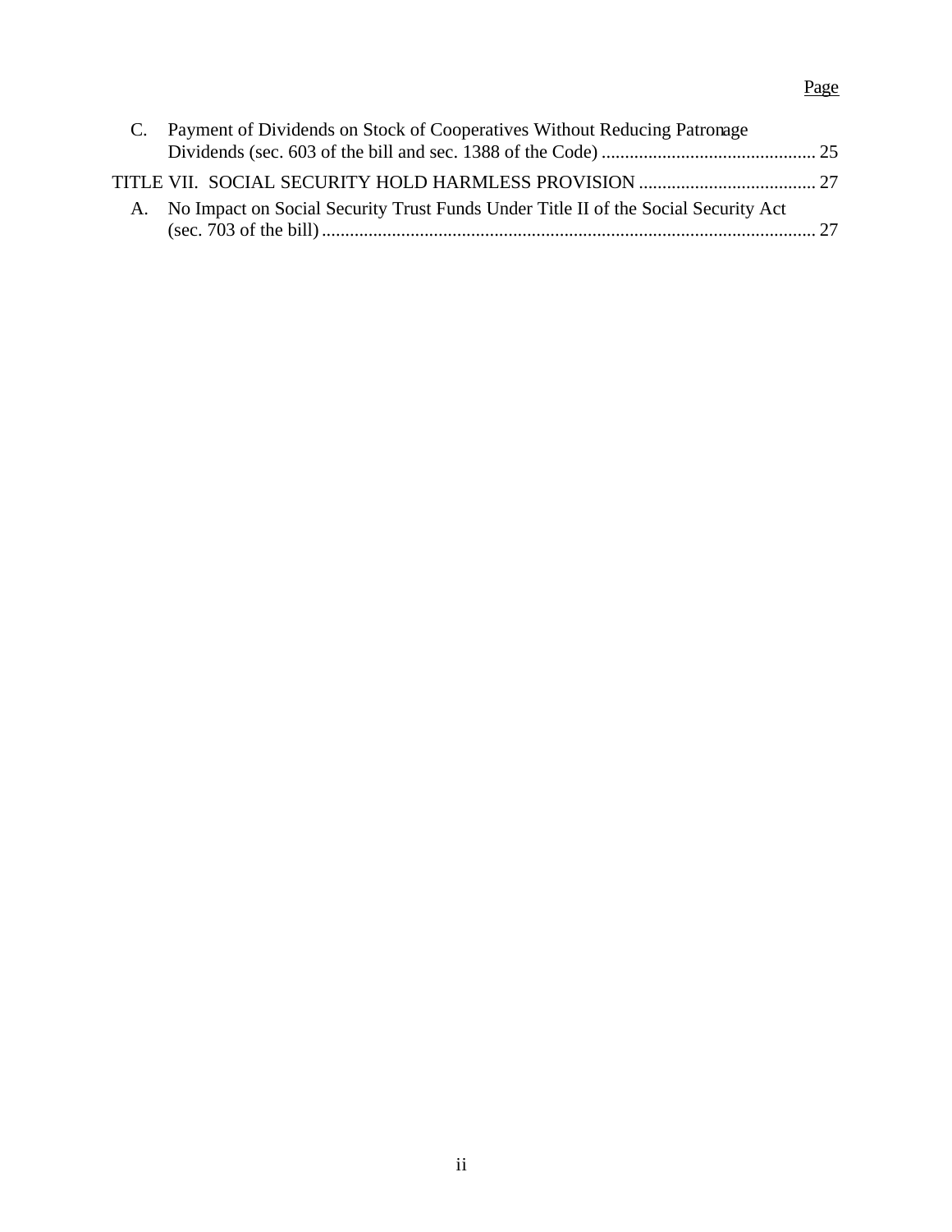Page

C. Payment of Dividends on Stock of Cooperatives Without Reducing Patronage Dividends (sec. 603 of the bill and sec. 1388 of the Code) ............................................. 25

TITLE VII. SOCIAL SECURITY HOLD HARMLESS PROVISION ..................................... 27

A. No Impact on Social Security Trust Funds Under Title II of the Social Security Act (sec. 703 of the bill) ......................................................................................................... 27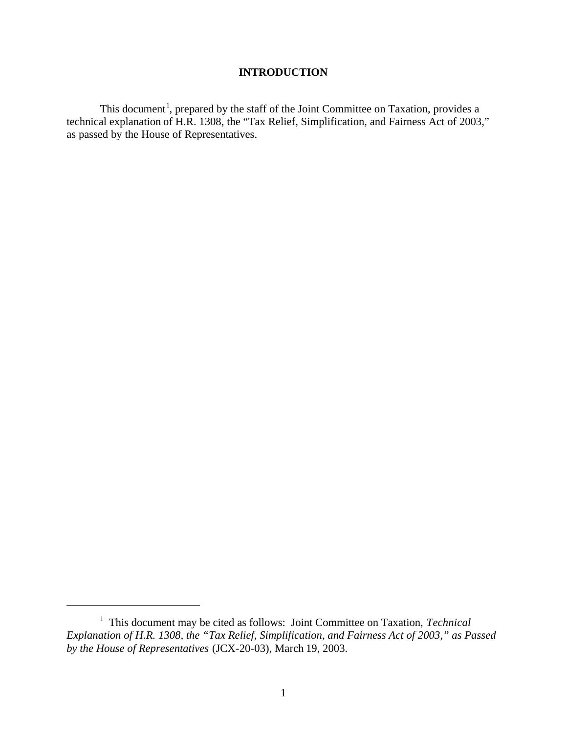# INTRODUCTION

This document[1], prepared by the staff of the Joint Committee on Taxation, provides a technical explanation of H.R. 1308, the "Tax Relief, Simplification, and Fairness Act of 2003," as passed by the House of Representatives.

---

[1] This document may be cited as follows: Joint Committee on Taxation, *Technical Explanation of H.R. 1308, the "Tax Relief, Simplification, and Fairness Act of 2003," as Passed by the House of Representatives* (JCX-20-03), March 19, 2003.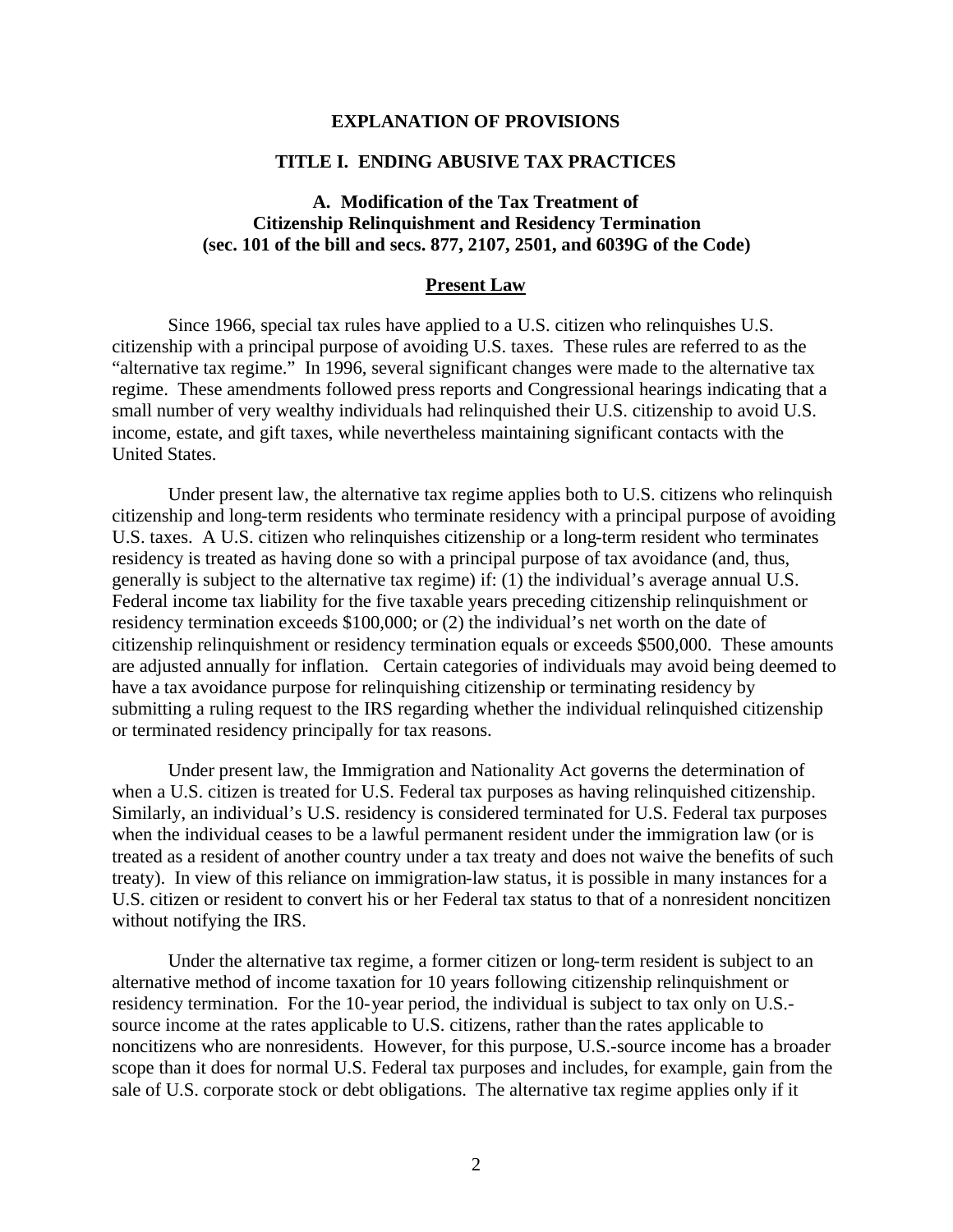## EXPLANATION OF PROVISIONS

## TITLE I. ENDING ABUSIVE TAX PRACTICES

### A. Modification of the Tax Treatment of Citizenship Relinquishment and Residency Termination (sec. 101 of the bill and secs. 877, 2107, 2501, and 6039G of the Code)

#### Present Law

Since 1966, special tax rules have applied to a U.S. citizen who relinquishes U.S. citizenship with a principal purpose of avoiding U.S. taxes. These rules are referred to as the "alternative tax regime." In 1996, several significant changes were made to the alternative tax regime. These amendments followed press reports and Congressional hearings indicating that a small number of very wealthy individuals had relinquished their U.S. citizenship to avoid U.S. income, estate, and gift taxes, while nevertheless maintaining significant contacts with the United States.

Under present law, the alternative tax regime applies both to U.S. citizens who relinquish citizenship and long-term residents who terminate residency with a principal purpose of avoiding U.S. taxes. A U.S. citizen who relinquishes citizenship or a long-term resident who terminates residency is treated as having done so with a principal purpose of tax avoidance (and, thus, generally is subject to the alternative tax regime) if: (1) the individual's average annual U.S. Federal income tax liability for the five taxable years preceding citizenship relinquishment or residency termination exceeds $100,000; or (2) the individual's net worth on the date of citizenship relinquishment or residency termination equals or exceeds $500,000. These amounts are adjusted annually for inflation. Certain categories of individuals may avoid being deemed to have a tax avoidance purpose for relinquishing citizenship or terminating residency by submitting a ruling request to the IRS regarding whether the individual relinquished citizenship or terminated residency principally for tax reasons.

Under present law, the Immigration and Nationality Act governs the determination of when a U.S. citizen is treated for U.S. Federal tax purposes as having relinquished citizenship. Similarly, an individual's U.S. residency is considered terminated for U.S. Federal tax purposes when the individual ceases to be a lawful permanent resident under the immigration law (or is treated as a resident of another country under a tax treaty and does not waive the benefits of such treaty). In view of this reliance on immigration-law status, it is possible in many instances for a U.S. citizen or resident to convert his or her Federal tax status to that of a nonresident noncitizen without notifying the IRS.

Under the alternative tax regime, a former citizen or long-term resident is subject to an alternative method of income taxation for 10 years following citizenship relinquishment or residency termination. For the 10-year period, the individual is subject to tax only on U.S.-source income at the rates applicable to U.S. citizens, rather than the rates applicable to noncitizens who are nonresidents. However, for this purpose, U.S.-source income has a broader scope than it does for normal U.S. Federal tax purposes and includes, for example, gain from the sale of U.S. corporate stock or debt obligations. The alternative tax regime applies only if it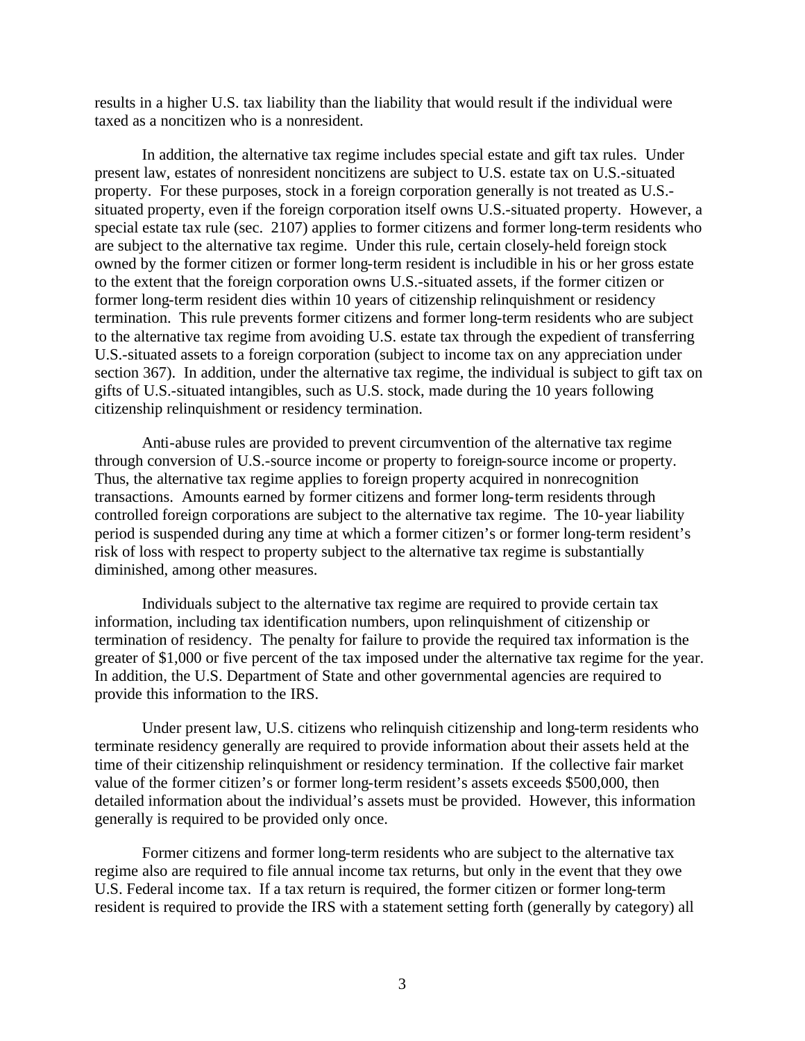results in a higher U.S. tax liability than the liability that would result if the individual were taxed as a noncitizen who is a nonresident.

In addition, the alternative tax regime includes special estate and gift tax rules. Under present law, estates of nonresident noncitizens are subject to U.S. estate tax on U.S.-situated property. For these purposes, stock in a foreign corporation generally is not treated as U.S.-situated property, even if the foreign corporation itself owns U.S.-situated property. However, a special estate tax rule (sec. 2107) applies to former citizens and former long-term residents who are subject to the alternative tax regime. Under this rule, certain closely-held foreign stock owned by the former citizen or former long-term resident is includible in his or her gross estate to the extent that the foreign corporation owns U.S.-situated assets, if the former citizen or former long-term resident dies within 10 years of citizenship relinquishment or residency termination. This rule prevents former citizens and former long-term residents who are subject to the alternative tax regime from avoiding U.S. estate tax through the expedient of transferring U.S.-situated assets to a foreign corporation (subject to income tax on any appreciation under section 367). In addition, under the alternative tax regime, the individual is subject to gift tax on gifts of U.S.-situated intangibles, such as U.S. stock, made during the 10 years following citizenship relinquishment or residency termination.

Anti-abuse rules are provided to prevent circumvention of the alternative tax regime through conversion of U.S.-source income or property to foreign-source income or property. Thus, the alternative tax regime applies to foreign property acquired in nonrecognition transactions. Amounts earned by former citizens and former long-term residents through controlled foreign corporations are subject to the alternative tax regime. The 10-year liability period is suspended during any time at which a former citizen's or former long-term resident's risk of loss with respect to property subject to the alternative tax regime is substantially diminished, among other measures.

Individuals subject to the alternative tax regime are required to provide certain tax information, including tax identification numbers, upon relinquishment of citizenship or termination of residency. The penalty for failure to provide the required tax information is the greater of $1,000 or five percent of the tax imposed under the alternative tax regime for the year. In addition, the U.S. Department of State and other governmental agencies are required to provide this information to the IRS.

Under present law, U.S. citizens who relinquish citizenship and long-term residents who terminate residency generally are required to provide information about their assets held at the time of their citizenship relinquishment or residency termination. If the collective fair market value of the former citizen's or former long-term resident's assets exceeds $500,000, then detailed information about the individual's assets must be provided. However, this information generally is required to be provided only once.

Former citizens and former long-term residents who are subject to the alternative tax regime also are required to file annual income tax returns, but only in the event that they owe U.S. Federal income tax. If a tax return is required, the former citizen or former long-term resident is required to provide the IRS with a statement setting forth (generally by category) all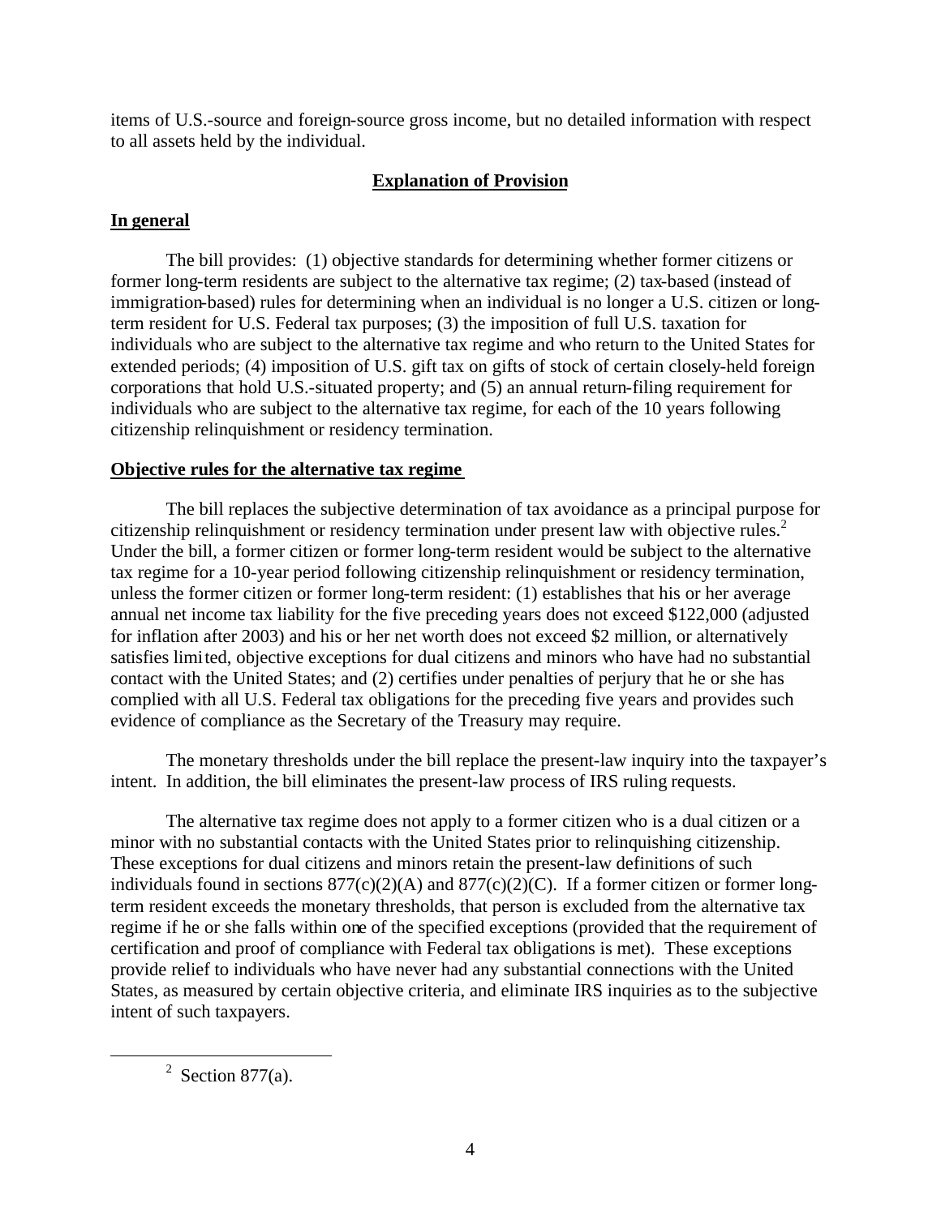items of U.S.-source and foreign-source gross income, but no detailed information with respect to all assets held by the individual.

## Explanation of Provision

### In general

The bill provides: (1) objective standards for determining whether former citizens or former long-term residents are subject to the alternative tax regime; (2) tax-based (instead of immigration-based) rules for determining when an individual is no longer a U.S. citizen or long-term resident for U.S. Federal tax purposes; (3) the imposition of full U.S. taxation for individuals who are subject to the alternative tax regime and who return to the United States for extended periods; (4) imposition of U.S. gift tax on gifts of stock of certain closely-held foreign corporations that hold U.S.-situated property; and (5) an annual return-filing requirement for individuals who are subject to the alternative tax regime, for each of the 10 years following citizenship relinquishment or residency termination.

### Objective rules for the alternative tax regime

The bill replaces the subjective determination of tax avoidance as a principal purpose for citizenship relinquishment or residency termination under present law with objective rules.[2] Under the bill, a former citizen or former long-term resident would be subject to the alternative tax regime for a 10-year period following citizenship relinquishment or residency termination, unless the former citizen or former long-term resident: (1) establishes that his or her average annual net income tax liability for the five preceding years does not exceed $122,000 (adjusted for inflation after 2003) and his or her net worth does not exceed $2 million, or alternatively satisfies limited, objective exceptions for dual citizens and minors who have had no substantial contact with the United States; and (2) certifies under penalties of perjury that he or she has complied with all U.S. Federal tax obligations for the preceding five years and provides such evidence of compliance as the Secretary of the Treasury may require.

The monetary thresholds under the bill replace the present-law inquiry into the taxpayer's intent. In addition, the bill eliminates the present-law process of IRS ruling requests.

The alternative tax regime does not apply to a former citizen who is a dual citizen or a minor with no substantial contacts with the United States prior to relinquishing citizenship. These exceptions for dual citizens and minors retain the present-law definitions of such individuals found in sections 877(c)(2)(A) and 877(c)(2)(C). If a former citizen or former long-term resident exceeds the monetary thresholds, that person is excluded from the alternative tax regime if he or she falls within one of the specified exceptions (provided that the requirement of certification and proof of compliance with Federal tax obligations is met). These exceptions provide relief to individuals who have never had any substantial connections with the United States, as measured by certain objective criteria, and eliminate IRS inquiries as to the subjective intent of such taxpayers.

---

[2] Section 877(a).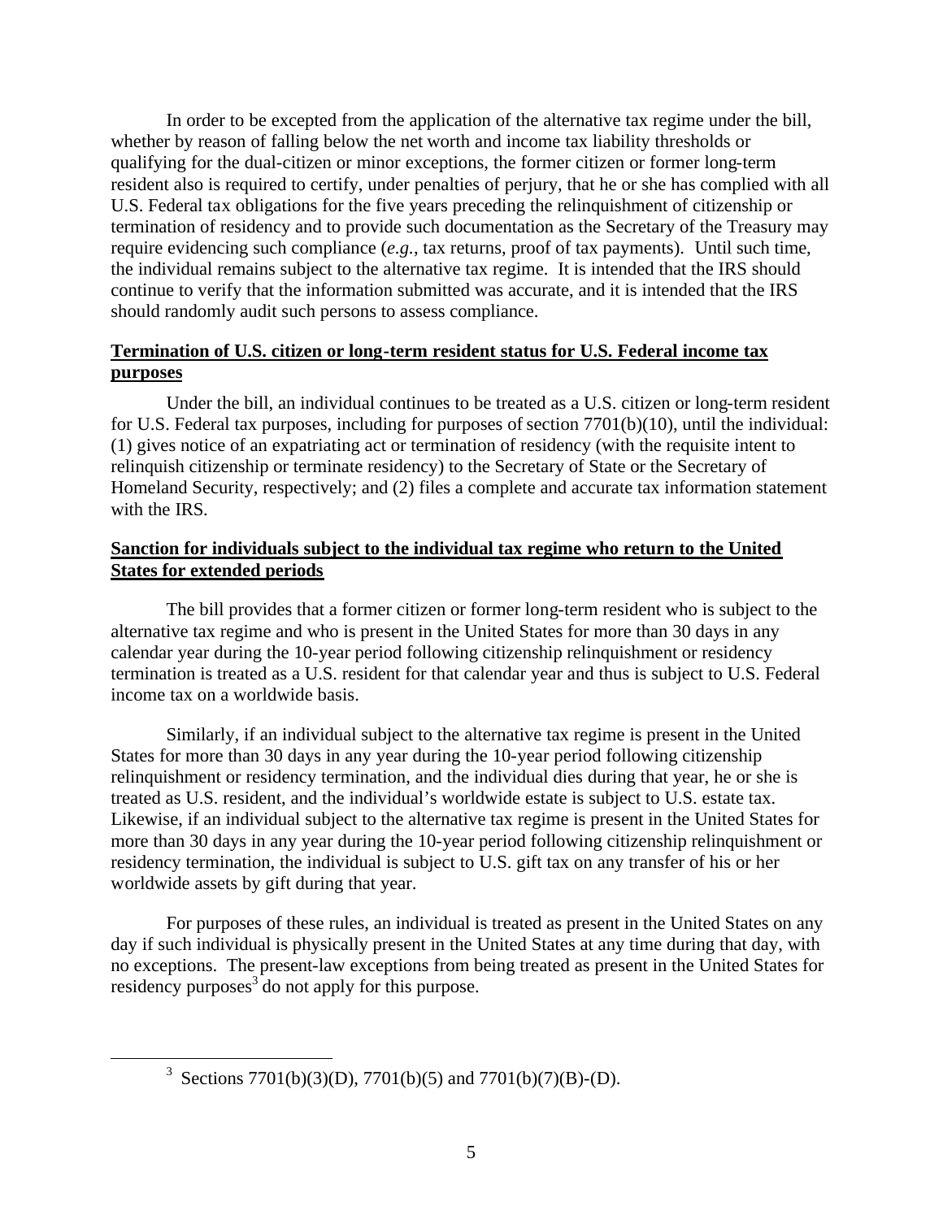In order to be excepted from the application of the alternative tax regime under the bill, whether by reason of falling below the net worth and income tax liability thresholds or qualifying for the dual-citizen or minor exceptions, the former citizen or former long-term resident also is required to certify, under penalties of perjury, that he or she has complied with all U.S. Federal tax obligations for the five years preceding the relinquishment of citizenship or termination of residency and to provide such documentation as the Secretary of the Treasury may require evidencing such compliance (*e.g.*, tax returns, proof of tax payments). Until such time, the individual remains subject to the alternative tax regime. It is intended that the IRS should continue to verify that the information submitted was accurate, and it is intended that the IRS should randomly audit such persons to assess compliance.

**Termination of U.S. citizen or long-term resident status for U.S. Federal income tax purposes**

Under the bill, an individual continues to be treated as a U.S. citizen or long-term resident for U.S. Federal tax purposes, including for purposes of section 7701(b)(10), until the individual: (1) gives notice of an expatriating act or termination of residency (with the requisite intent to relinquish citizenship or terminate residency) to the Secretary of State or the Secretary of Homeland Security, respectively; and (2) files a complete and accurate tax information statement with the IRS.

**Sanction for individuals subject to the individual tax regime who return to the United States for extended periods**

The bill provides that a former citizen or former long-term resident who is subject to the alternative tax regime and who is present in the United States for more than 30 days in any calendar year during the 10-year period following citizenship relinquishment or residency termination is treated as a U.S. resident for that calendar year and thus is subject to U.S. Federal income tax on a worldwide basis.

Similarly, if an individual subject to the alternative tax regime is present in the United States for more than 30 days in any year during the 10-year period following citizenship relinquishment or residency termination, and the individual dies during that year, he or she is treated as U.S. resident, and the individual's worldwide estate is subject to U.S. estate tax. Likewise, if an individual subject to the alternative tax regime is present in the United States for more than 30 days in any year during the 10-year period following citizenship relinquishment or residency termination, the individual is subject to U.S. gift tax on any transfer of his or her worldwide assets by gift during that year.

For purposes of these rules, an individual is treated as present in the United States on any day if such individual is physically present in the United States at any time during that day, with no exceptions. The present-law exceptions from being treated as present in the United States for residency purposes[3] do not apply for this purpose.

[3] Sections 7701(b)(3)(D), 7701(b)(5) and 7701(b)(7)(B)-(D).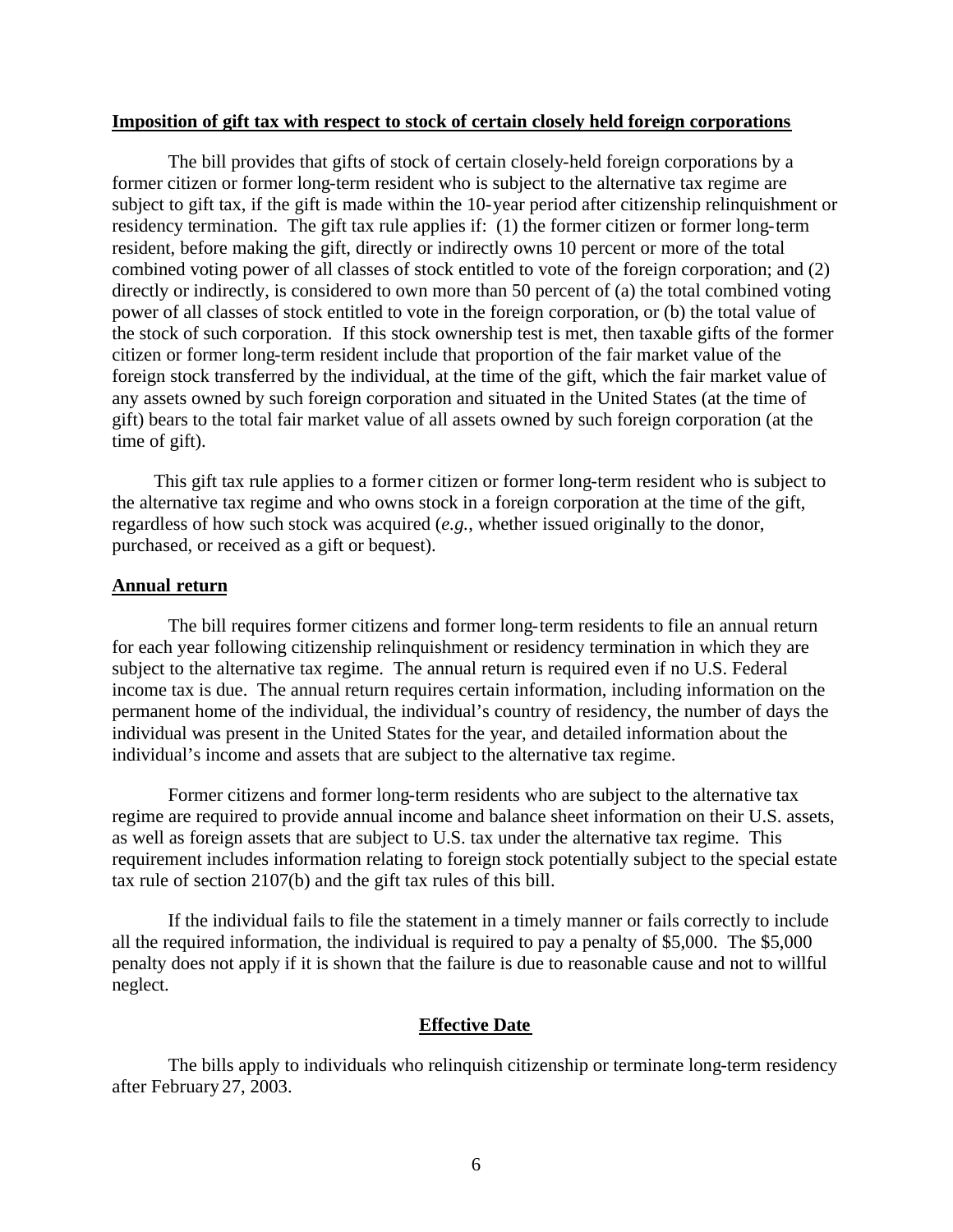**Imposition of gift tax with respect to stock of certain closely held foreign corporations**

The bill provides that gifts of stock of certain closely-held foreign corporations by a former citizen or former long-term resident who is subject to the alternative tax regime are subject to gift tax, if the gift is made within the 10-year period after citizenship relinquishment or residency termination. The gift tax rule applies if: (1) the former citizen or former long-term resident, before making the gift, directly or indirectly owns 10 percent or more of the total combined voting power of all classes of stock entitled to vote of the foreign corporation; and (2) directly or indirectly, is considered to own more than 50 percent of (a) the total combined voting power of all classes of stock entitled to vote in the foreign corporation, or (b) the total value of the stock of such corporation. If this stock ownership test is met, then taxable gifts of the former citizen or former long-term resident include that proportion of the fair market value of the foreign stock transferred by the individual, at the time of the gift, which the fair market value of any assets owned by such foreign corporation and situated in the United States (at the time of gift) bears to the total fair market value of all assets owned by such foreign corporation (at the time of gift).

This gift tax rule applies to a former citizen or former long-term resident who is subject to the alternative tax regime and who owns stock in a foreign corporation at the time of the gift, regardless of how such stock was acquired (*e.g.*, whether issued originally to the donor, purchased, or received as a gift or bequest).

**Annual return**

The bill requires former citizens and former long-term residents to file an annual return for each year following citizenship relinquishment or residency termination in which they are subject to the alternative tax regime. The annual return is required even if no U.S. Federal income tax is due. The annual return requires certain information, including information on the permanent home of the individual, the individual's country of residency, the number of days the individual was present in the United States for the year, and detailed information about the individual's income and assets that are subject to the alternative tax regime.

Former citizens and former long-term residents who are subject to the alternative tax regime are required to provide annual income and balance sheet information on their U.S. assets, as well as foreign assets that are subject to U.S. tax under the alternative tax regime. This requirement includes information relating to foreign stock potentially subject to the special estate tax rule of section 2107(b) and the gift tax rules of this bill.

If the individual fails to file the statement in a timely manner or fails correctly to include all the required information, the individual is required to pay a penalty of $5,000. The $5,000 penalty does not apply if it is shown that the failure is due to reasonable cause and not to willful neglect.

## Effective Date

The bills apply to individuals who relinquish citizenship or terminate long-term residency after February 27, 2003.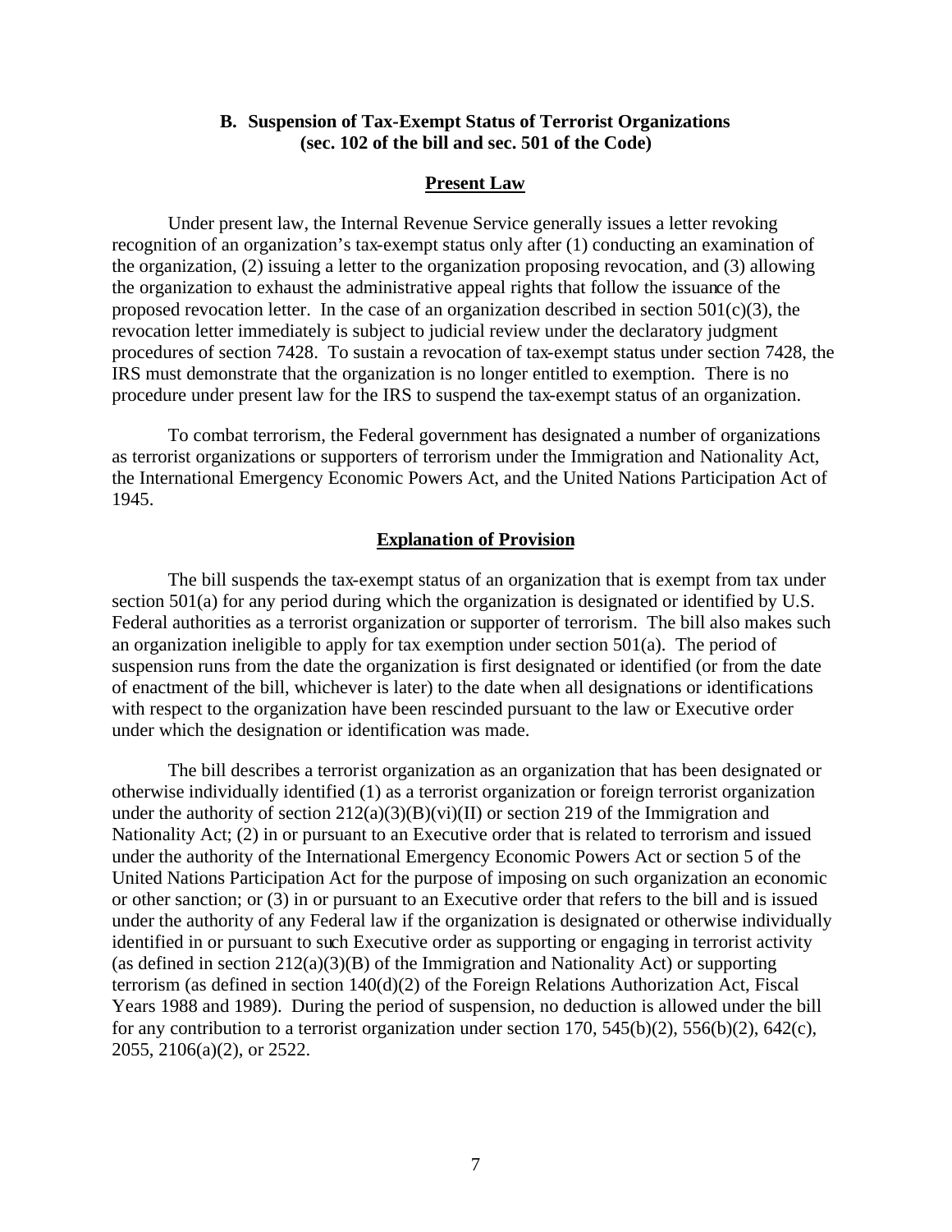### B. Suspension of Tax-Exempt Status of Terrorist Organizations (sec. 102 of the bill and sec. 501 of the Code)

#### Present Law

Under present law, the Internal Revenue Service generally issues a letter revoking recognition of an organization's tax-exempt status only after (1) conducting an examination of the organization, (2) issuing a letter to the organization proposing revocation, and (3) allowing the organization to exhaust the administrative appeal rights that follow the issuance of the proposed revocation letter. In the case of an organization described in section 501(c)(3), the revocation letter immediately is subject to judicial review under the declaratory judgment procedures of section 7428. To sustain a revocation of tax-exempt status under section 7428, the IRS must demonstrate that the organization is no longer entitled to exemption. There is no procedure under present law for the IRS to suspend the tax-exempt status of an organization.

To combat terrorism, the Federal government has designated a number of organizations as terrorist organizations or supporters of terrorism under the Immigration and Nationality Act, the International Emergency Economic Powers Act, and the United Nations Participation Act of 1945.

#### Explanation of Provision

The bill suspends the tax-exempt status of an organization that is exempt from tax under section 501(a) for any period during which the organization is designated or identified by U.S. Federal authorities as a terrorist organization or supporter of terrorism. The bill also makes such an organization ineligible to apply for tax exemption under section 501(a). The period of suspension runs from the date the organization is first designated or identified (or from the date of enactment of the bill, whichever is later) to the date when all designations or identifications with respect to the organization have been rescinded pursuant to the law or Executive order under which the designation or identification was made.

The bill describes a terrorist organization as an organization that has been designated or otherwise individually identified (1) as a terrorist organization or foreign terrorist organization under the authority of section 212(a)(3)(B)(vi)(II) or section 219 of the Immigration and Nationality Act; (2) in or pursuant to an Executive order that is related to terrorism and issued under the authority of the International Emergency Economic Powers Act or section 5 of the United Nations Participation Act for the purpose of imposing on such organization an economic or other sanction; or (3) in or pursuant to an Executive order that refers to the bill and is issued under the authority of any Federal law if the organization is designated or otherwise individually identified in or pursuant to such Executive order as supporting or engaging in terrorist activity (as defined in section 212(a)(3)(B) of the Immigration and Nationality Act) or supporting terrorism (as defined in section 140(d)(2) of the Foreign Relations Authorization Act, Fiscal Years 1988 and 1989). During the period of suspension, no deduction is allowed under the bill for any contribution to a terrorist organization under section 170, 545(b)(2), 556(b)(2), 642(c), 2055, 2106(a)(2), or 2522.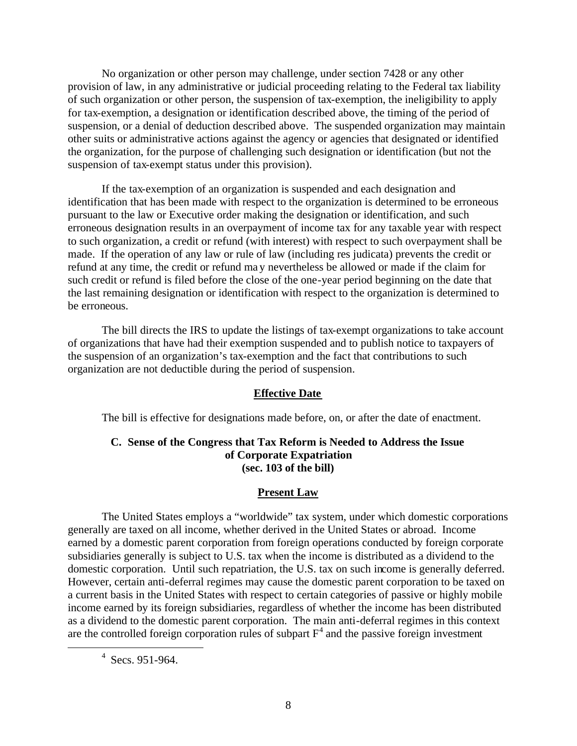No organization or other person may challenge, under section 7428 or any other provision of law, in any administrative or judicial proceeding relating to the Federal tax liability of such organization or other person, the suspension of tax-exemption, the ineligibility to apply for tax-exemption, a designation or identification described above, the timing of the period of suspension, or a denial of deduction described above. The suspended organization may maintain other suits or administrative actions against the agency or agencies that designated or identified the organization, for the purpose of challenging such designation or identification (but not the suspension of tax-exempt status under this provision).

If the tax-exemption of an organization is suspended and each designation and identification that has been made with respect to the organization is determined to be erroneous pursuant to the law or Executive order making the designation or identification, and such erroneous designation results in an overpayment of income tax for any taxable year with respect to such organization, a credit or refund (with interest) with respect to such overpayment shall be made. If the operation of any law or rule of law (including res judicata) prevents the credit or refund at any time, the credit or refund may nevertheless be allowed or made if the claim for such credit or refund is filed before the close of the one-year period beginning on the date that the last remaining designation or identification with respect to the organization is determined to be erroneous.

The bill directs the IRS to update the listings of tax-exempt organizations to take account of organizations that have had their exemption suspended and to publish notice to taxpayers of the suspension of an organization's tax-exemption and the fact that contributions to such organization are not deductible during the period of suspension.

#### Effective Date

The bill is effective for designations made before, on, or after the date of enactment.

### C. Sense of the Congress that Tax Reform is Needed to Address the Issue of Corporate Expatriation (sec. 103 of the bill)

#### Present Law

The United States employs a "worldwide" tax system, under which domestic corporations generally are taxed on all income, whether derived in the United States or abroad. Income earned by a domestic parent corporation from foreign operations conducted by foreign corporate subsidiaries generally is subject to U.S. tax when the income is distributed as a dividend to the domestic corporation. Until such repatriation, the U.S. tax on such income is generally deferred. However, certain anti-deferral regimes may cause the domestic parent corporation to be taxed on a current basis in the United States with respect to certain categories of passive or highly mobile income earned by its foreign subsidiaries, regardless of whether the income has been distributed as a dividend to the domestic parent corporation. The main anti-deferral regimes in this context are the controlled foreign corporation rules of subpart F[4] and the passive foreign investment

[4] Secs. 951-964.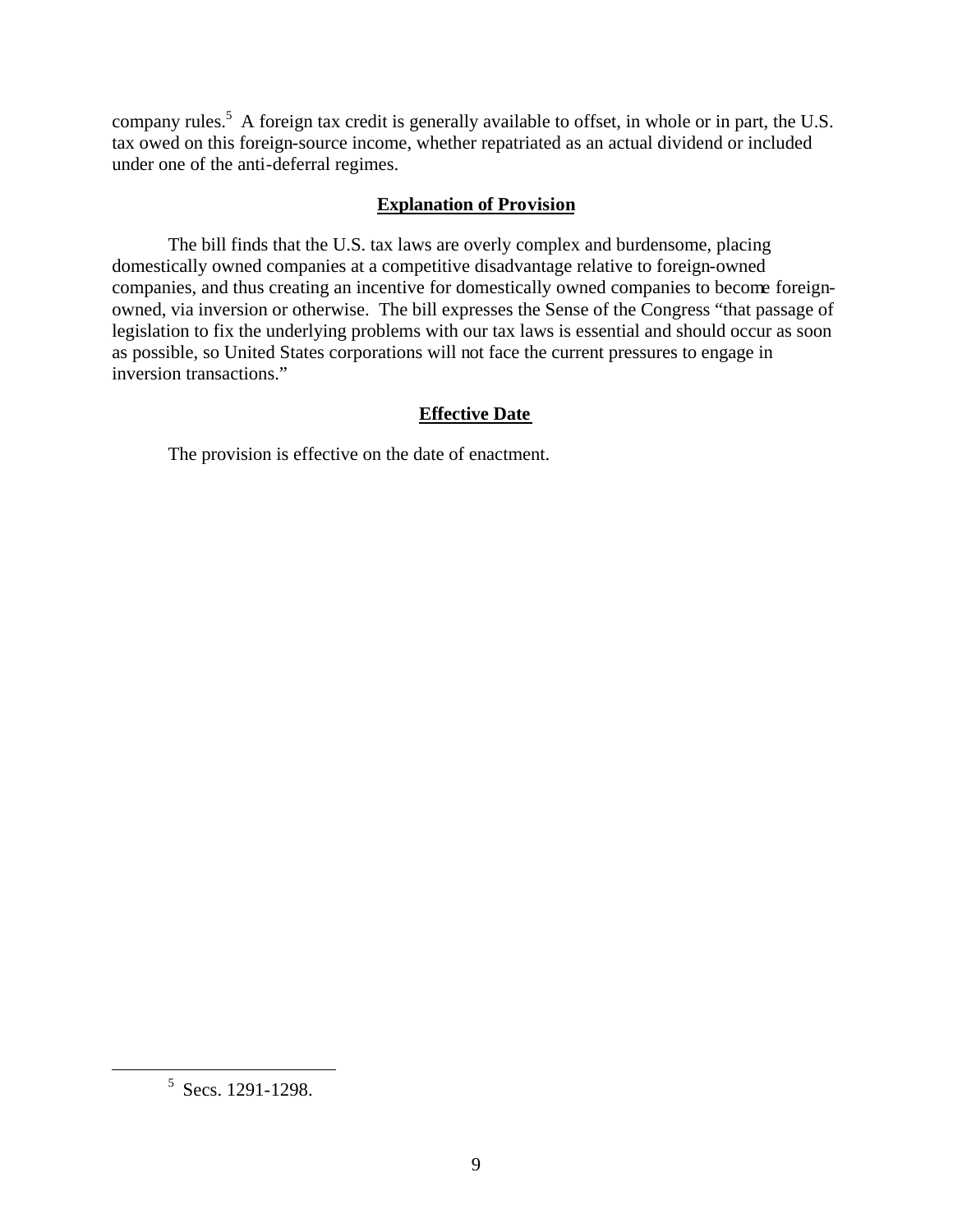company rules.[5] A foreign tax credit is generally available to offset, in whole or in part, the U.S. tax owed on this foreign-source income, whether repatriated as an actual dividend or included under one of the anti-deferral regimes.

## **Explanation of Provision**

The bill finds that the U.S. tax laws are overly complex and burdensome, placing domestically owned companies at a competitive disadvantage relative to foreign-owned companies, and thus creating an incentive for domestically owned companies to become foreign-owned, via inversion or otherwise. The bill expresses the Sense of the Congress "that passage of legislation to fix the underlying problems with our tax laws is essential and should occur as soon as possible, so United States corporations will not face the current pressures to engage in inversion transactions."

## **Effective Date**

The provision is effective on the date of enactment.

---

[5] Secs. 1291-1298.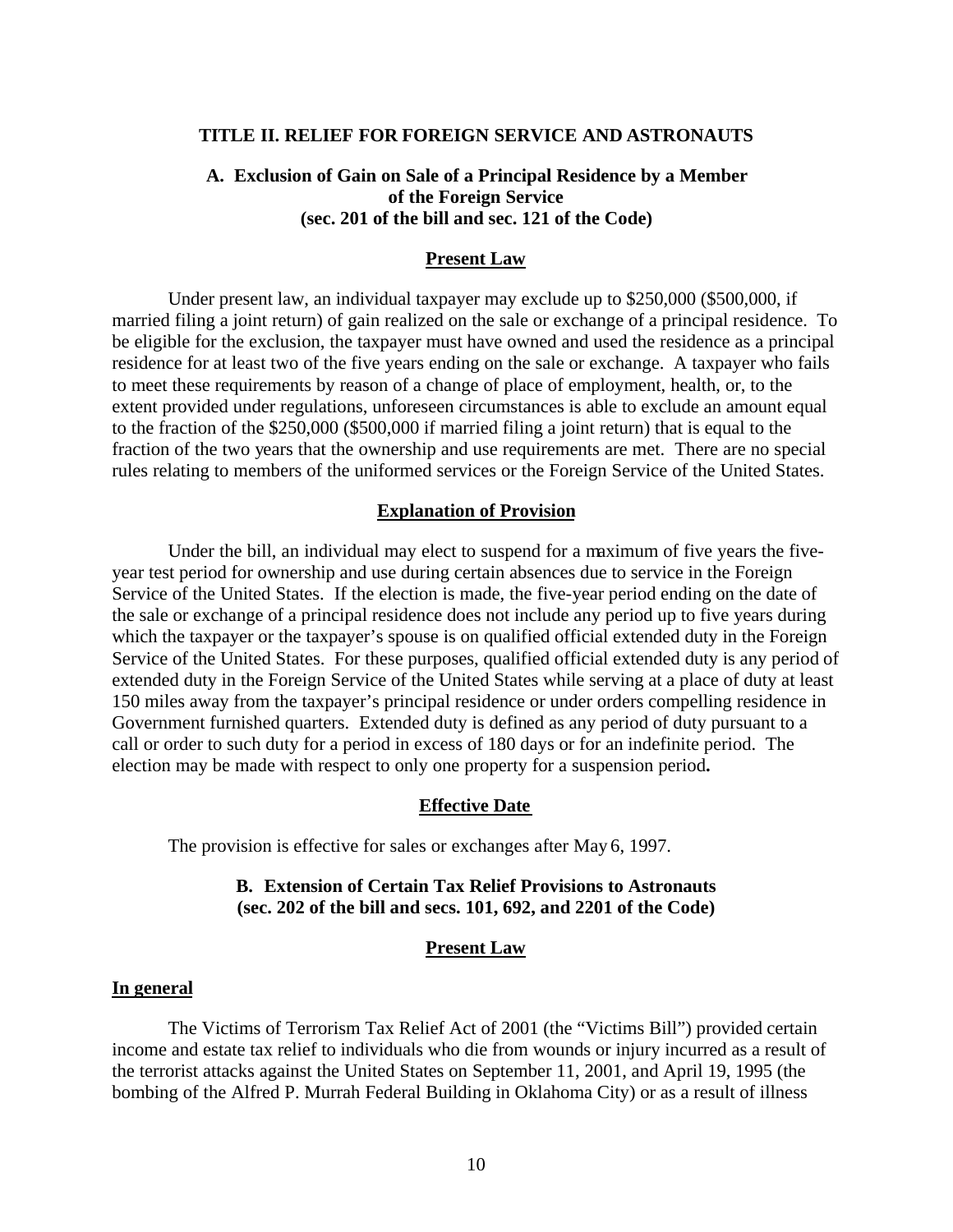## TITLE II. RELIEF FOR FOREIGN SERVICE AND ASTRONAUTS

### A. Exclusion of Gain on Sale of a Principal Residence by a Member of the Foreign Service (sec. 201 of the bill and sec. 121 of the Code)

#### Present Law

Under present law, an individual taxpayer may exclude up to $250,000 ($500,000, if married filing a joint return) of gain realized on the sale or exchange of a principal residence. To be eligible for the exclusion, the taxpayer must have owned and used the residence as a principal residence for at least two of the five years ending on the sale or exchange. A taxpayer who fails to meet these requirements by reason of a change of place of employment, health, or, to the extent provided under regulations, unforeseen circumstances is able to exclude an amount equal to the fraction of the $250,000 ($500,000 if married filing a joint return) that is equal to the fraction of the two years that the ownership and use requirements are met. There are no special rules relating to members of the uniformed services or the Foreign Service of the United States.

#### Explanation of Provision

Under the bill, an individual may elect to suspend for a maximum of five years the five-year test period for ownership and use during certain absences due to service in the Foreign Service of the United States. If the election is made, the five-year period ending on the date of the sale or exchange of a principal residence does not include any period up to five years during which the taxpayer or the taxpayer's spouse is on qualified official extended duty in the Foreign Service of the United States. For these purposes, qualified official extended duty is any period of extended duty in the Foreign Service of the United States while serving at a place of duty at least 150 miles away from the taxpayer's principal residence or under orders compelling residence in Government furnished quarters. Extended duty is defined as any period of duty pursuant to a call or order to such duty for a period in excess of 180 days or for an indefinite period. The election may be made with respect to only one property for a suspension period**.**

#### Effective Date

The provision is effective for sales or exchanges after May 6, 1997.

### B. Extension of Certain Tax Relief Provisions to Astronauts (sec. 202 of the bill and secs. 101, 692, and 2201 of the Code)

#### Present Law

**In general**

The Victims of Terrorism Tax Relief Act of 2001 (the "Victims Bill") provided certain income and estate tax relief to individuals who die from wounds or injury incurred as a result of the terrorist attacks against the United States on September 11, 2001, and April 19, 1995 (the bombing of the Alfred P. Murrah Federal Building in Oklahoma City) or as a result of illness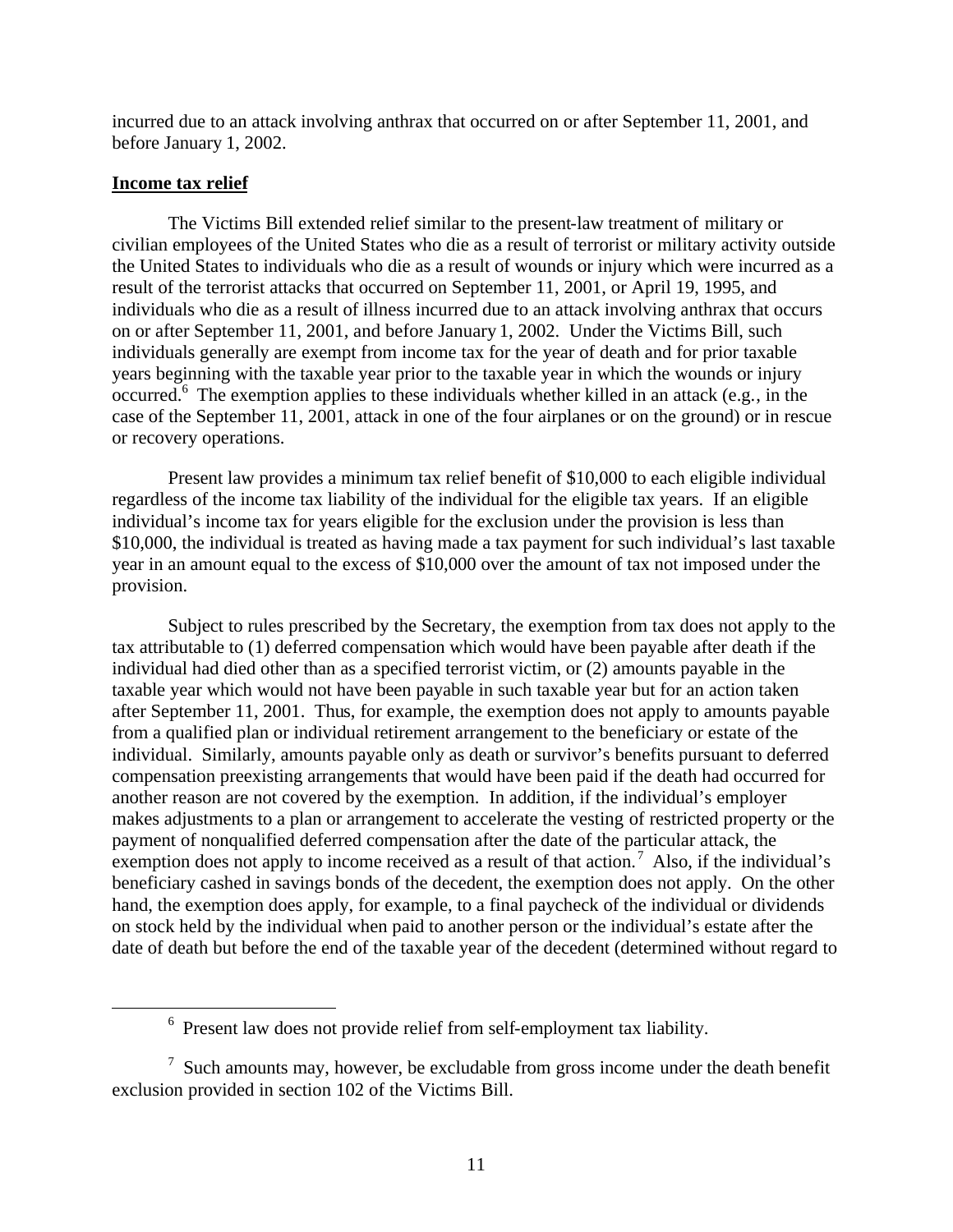incurred due to an attack involving anthrax that occurred on or after September 11, 2001, and before January 1, 2002.

**Income tax relief**

The Victims Bill extended relief similar to the present-law treatment of military or civilian employees of the United States who die as a result of terrorist or military activity outside the United States to individuals who die as a result of wounds or injury which were incurred as a result of the terrorist attacks that occurred on September 11, 2001, or April 19, 1995, and individuals who die as a result of illness incurred due to an attack involving anthrax that occurs on or after September 11, 2001, and before January 1, 2002. Under the Victims Bill, such individuals generally are exempt from income tax for the year of death and for prior taxable years beginning with the taxable year prior to the taxable year in which the wounds or injury occurred.[6] The exemption applies to these individuals whether killed in an attack (e.g., in the case of the September 11, 2001, attack in one of the four airplanes or on the ground) or in rescue or recovery operations.

Present law provides a minimum tax relief benefit of $10,000 to each eligible individual regardless of the income tax liability of the individual for the eligible tax years. If an eligible individual's income tax for years eligible for the exclusion under the provision is less than $10,000, the individual is treated as having made a tax payment for such individual's last taxable year in an amount equal to the excess of $10,000 over the amount of tax not imposed under the provision.

Subject to rules prescribed by the Secretary, the exemption from tax does not apply to the tax attributable to (1) deferred compensation which would have been payable after death if the individual had died other than as a specified terrorist victim, or (2) amounts payable in the taxable year which would not have been payable in such taxable year but for an action taken after September 11, 2001. Thus, for example, the exemption does not apply to amounts payable from a qualified plan or individual retirement arrangement to the beneficiary or estate of the individual. Similarly, amounts payable only as death or survivor's benefits pursuant to deferred compensation preexisting arrangements that would have been paid if the death had occurred for another reason are not covered by the exemption. In addition, if the individual's employer makes adjustments to a plan or arrangement to accelerate the vesting of restricted property or the payment of nonqualified deferred compensation after the date of the particular attack, the exemption does not apply to income received as a result of that action.[7] Also, if the individual's beneficiary cashed in savings bonds of the decedent, the exemption does not apply. On the other hand, the exemption does apply, for example, to a final paycheck of the individual or dividends on stock held by the individual when paid to another person or the individual's estate after the date of death but before the end of the taxable year of the decedent (determined without regard to

---

[6] Present law does not provide relief from self-employment tax liability.

[7] Such amounts may, however, be excludable from gross income under the death benefit exclusion provided in section 102 of the Victims Bill.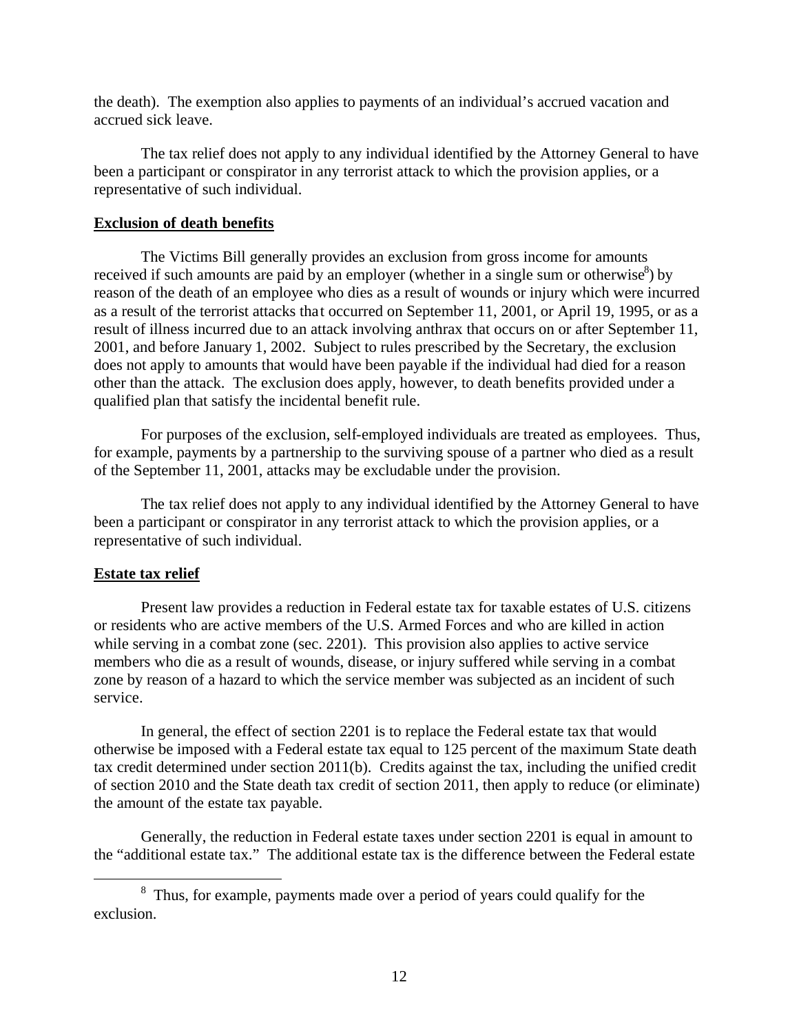the death). The exemption also applies to payments of an individual's accrued vacation and accrued sick leave.

The tax relief does not apply to any individual identified by the Attorney General to have been a participant or conspirator in any terrorist attack to which the provision applies, or a representative of such individual.

**Exclusion of death benefits**

The Victims Bill generally provides an exclusion from gross income for amounts received if such amounts are paid by an employer (whether in a single sum or otherwise[8]) by reason of the death of an employee who dies as a result of wounds or injury which were incurred as a result of the terrorist attacks that occurred on September 11, 2001, or April 19, 1995, or as a result of illness incurred due to an attack involving anthrax that occurs on or after September 11, 2001, and before January 1, 2002. Subject to rules prescribed by the Secretary, the exclusion does not apply to amounts that would have been payable if the individual had died for a reason other than the attack. The exclusion does apply, however, to death benefits provided under a qualified plan that satisfy the incidental benefit rule.

For purposes of the exclusion, self-employed individuals are treated as employees. Thus, for example, payments by a partnership to the surviving spouse of a partner who died as a result of the September 11, 2001, attacks may be excludable under the provision.

The tax relief does not apply to any individual identified by the Attorney General to have been a participant or conspirator in any terrorist attack to which the provision applies, or a representative of such individual.

**Estate tax relief**

Present law provides a reduction in Federal estate tax for taxable estates of U.S. citizens or residents who are active members of the U.S. Armed Forces and who are killed in action while serving in a combat zone (sec. 2201). This provision also applies to active service members who die as a result of wounds, disease, or injury suffered while serving in a combat zone by reason of a hazard to which the service member was subjected as an incident of such service.

In general, the effect of section 2201 is to replace the Federal estate tax that would otherwise be imposed with a Federal estate tax equal to 125 percent of the maximum State death tax credit determined under section 2011(b). Credits against the tax, including the unified credit of section 2010 and the State death tax credit of section 2011, then apply to reduce (or eliminate) the amount of the estate tax payable.

Generally, the reduction in Federal estate taxes under section 2201 is equal in amount to the "additional estate tax." The additional estate tax is the difference between the Federal estate

[8] Thus, for example, payments made over a period of years could qualify for the exclusion.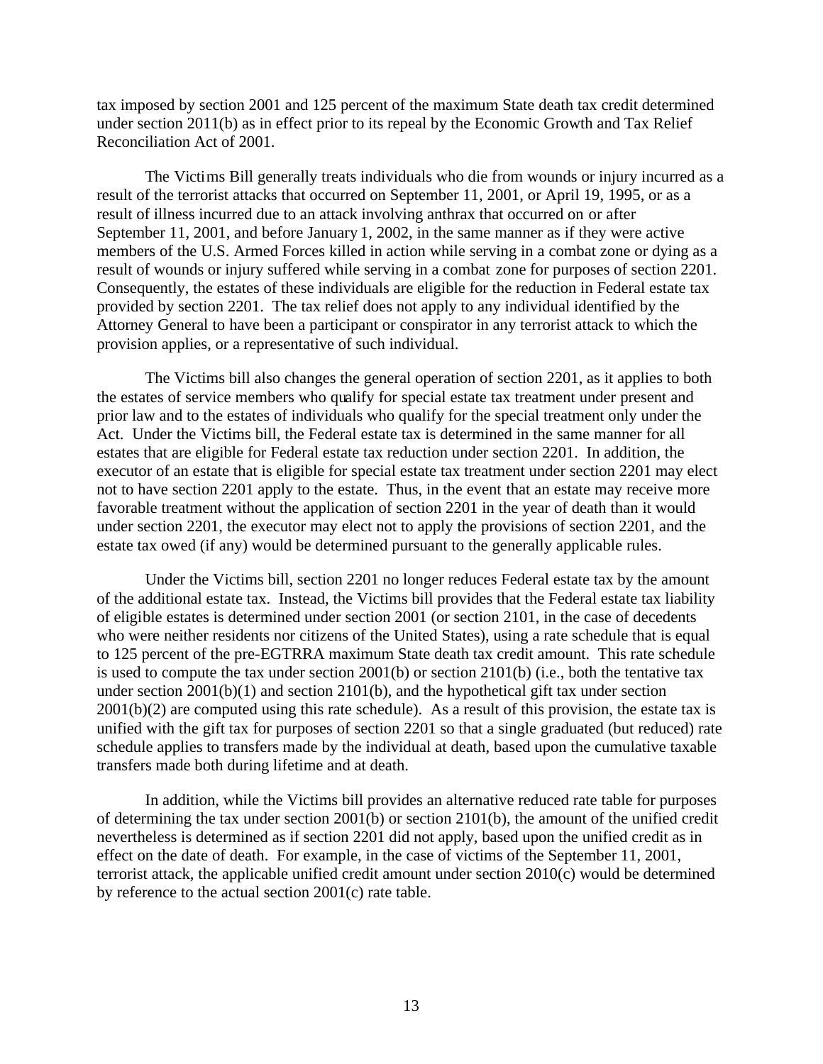tax imposed by section 2001 and 125 percent of the maximum State death tax credit determined under section 2011(b) as in effect prior to its repeal by the Economic Growth and Tax Relief Reconciliation Act of 2001.

The Victims Bill generally treats individuals who die from wounds or injury incurred as a result of the terrorist attacks that occurred on September 11, 2001, or April 19, 1995, or as a result of illness incurred due to an attack involving anthrax that occurred on or after September 11, 2001, and before January 1, 2002, in the same manner as if they were active members of the U.S. Armed Forces killed in action while serving in a combat zone or dying as a result of wounds or injury suffered while serving in a combat zone for purposes of section 2201. Consequently, the estates of these individuals are eligible for the reduction in Federal estate tax provided by section 2201. The tax relief does not apply to any individual identified by the Attorney General to have been a participant or conspirator in any terrorist attack to which the provision applies, or a representative of such individual.

The Victims bill also changes the general operation of section 2201, as it applies to both the estates of service members who qualify for special estate tax treatment under present and prior law and to the estates of individuals who qualify for the special treatment only under the Act. Under the Victims bill, the Federal estate tax is determined in the same manner for all estates that are eligible for Federal estate tax reduction under section 2201. In addition, the executor of an estate that is eligible for special estate tax treatment under section 2201 may elect not to have section 2201 apply to the estate. Thus, in the event that an estate may receive more favorable treatment without the application of section 2201 in the year of death than it would under section 2201, the executor may elect not to apply the provisions of section 2201, and the estate tax owed (if any) would be determined pursuant to the generally applicable rules.

Under the Victims bill, section 2201 no longer reduces Federal estate tax by the amount of the additional estate tax. Instead, the Victims bill provides that the Federal estate tax liability of eligible estates is determined under section 2001 (or section 2101, in the case of decedents who were neither residents nor citizens of the United States), using a rate schedule that is equal to 125 percent of the pre-EGTRRA maximum State death tax credit amount. This rate schedule is used to compute the tax under section 2001(b) or section 2101(b) (i.e., both the tentative tax under section 2001(b)(1) and section 2101(b), and the hypothetical gift tax under section 2001(b)(2) are computed using this rate schedule). As a result of this provision, the estate tax is unified with the gift tax for purposes of section 2201 so that a single graduated (but reduced) rate schedule applies to transfers made by the individual at death, based upon the cumulative taxable transfers made both during lifetime and at death.

In addition, while the Victims bill provides an alternative reduced rate table for purposes of determining the tax under section 2001(b) or section 2101(b), the amount of the unified credit nevertheless is determined as if section 2201 did not apply, based upon the unified credit as in effect on the date of death. For example, in the case of victims of the September 11, 2001, terrorist attack, the applicable unified credit amount under section 2010(c) would be determined by reference to the actual section 2001(c) rate table.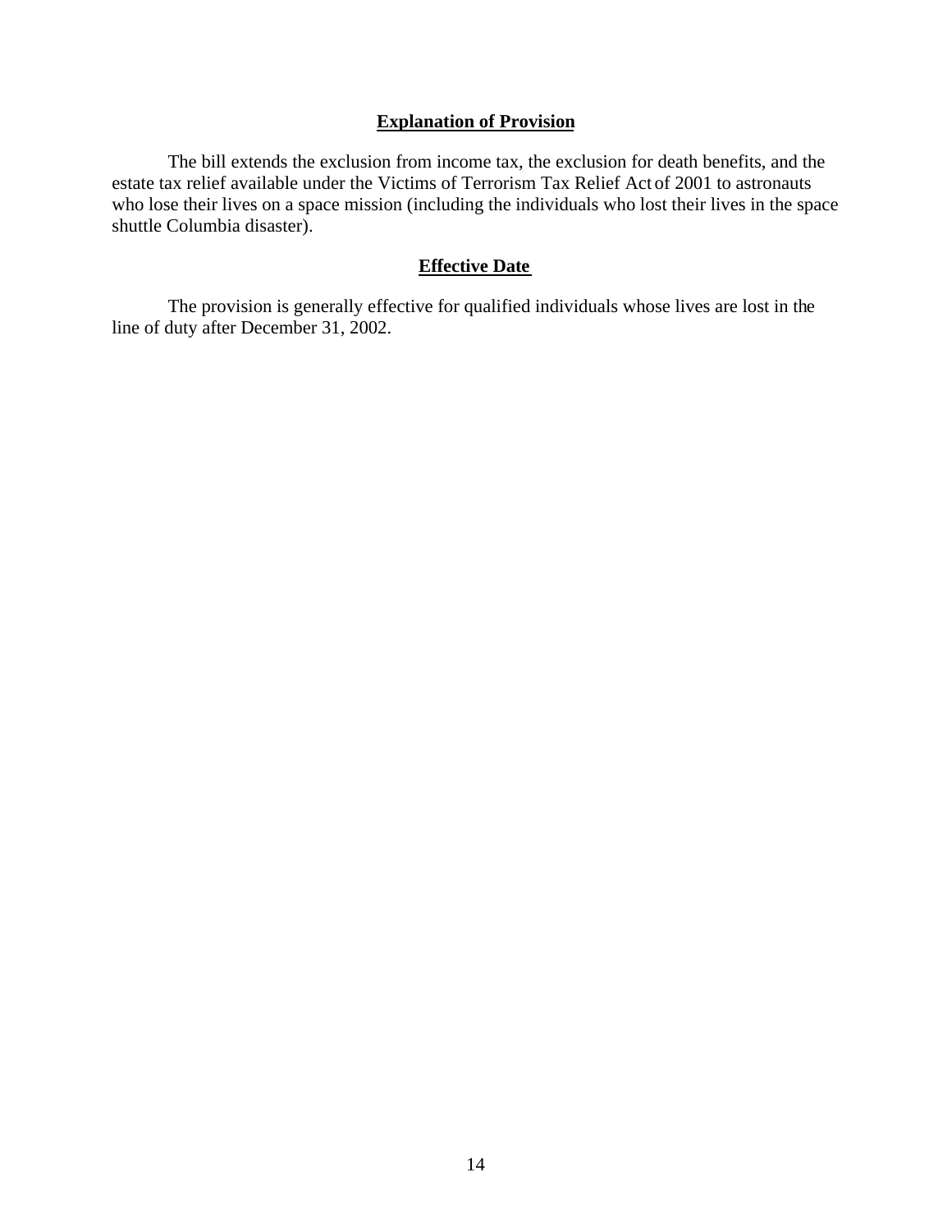## Explanation of Provision

The bill extends the exclusion from income tax, the exclusion for death benefits, and the estate tax relief available under the Victims of Terrorism Tax Relief Act of 2001 to astronauts who lose their lives on a space mission (including the individuals who lost their lives in the space shuttle Columbia disaster).

## Effective Date

The provision is generally effective for qualified individuals whose lives are lost in the line of duty after December 31, 2002.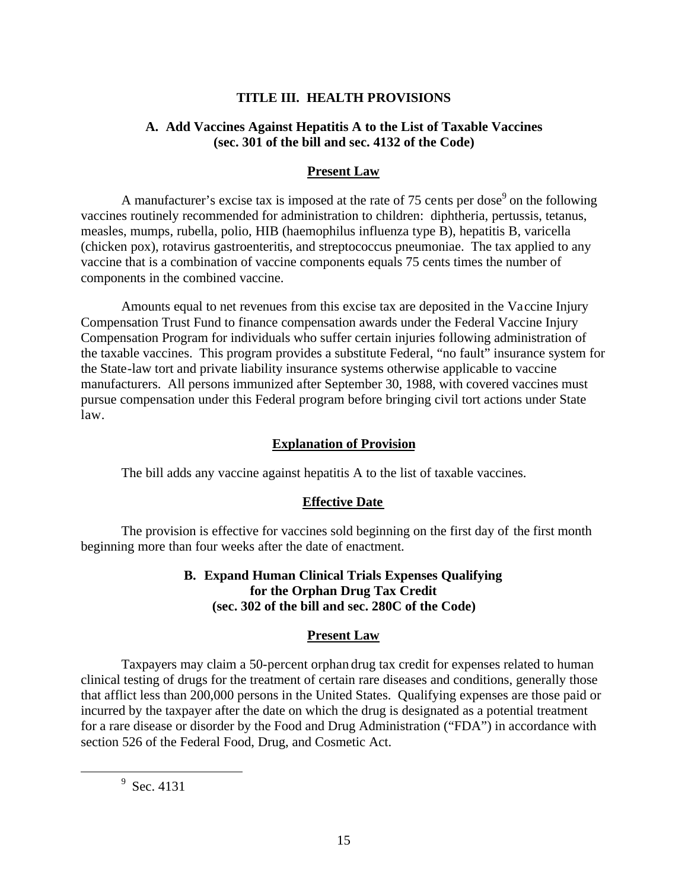# TITLE III. HEALTH PROVISIONS

## A. Add Vaccines Against Hepatitis A to the List of Taxable Vaccines (sec. 301 of the bill and sec. 4132 of the Code)

### Present Law

A manufacturer's excise tax is imposed at the rate of 75 cents per dose[9] on the following vaccines routinely recommended for administration to children: diphtheria, pertussis, tetanus, measles, mumps, rubella, polio, HIB (haemophilus influenza type B), hepatitis B, varicella (chicken pox), rotavirus gastroenteritis, and streptococcus pneumoniae. The tax applied to any vaccine that is a combination of vaccine components equals 75 cents times the number of components in the combined vaccine.

Amounts equal to net revenues from this excise tax are deposited in the Vaccine Injury Compensation Trust Fund to finance compensation awards under the Federal Vaccine Injury Compensation Program for individuals who suffer certain injuries following administration of the taxable vaccines. This program provides a substitute Federal, "no fault" insurance system for the State-law tort and private liability insurance systems otherwise applicable to vaccine manufacturers. All persons immunized after September 30, 1988, with covered vaccines must pursue compensation under this Federal program before bringing civil tort actions under State law.

### Explanation of Provision

The bill adds any vaccine against hepatitis A to the list of taxable vaccines.

### Effective Date

The provision is effective for vaccines sold beginning on the first day of the first month beginning more than four weeks after the date of enactment.

## B. Expand Human Clinical Trials Expenses Qualifying for the Orphan Drug Tax Credit (sec. 302 of the bill and sec. 280C of the Code)

### Present Law

Taxpayers may claim a 50-percent orphan drug tax credit for expenses related to human clinical testing of drugs for the treatment of certain rare diseases and conditions, generally those that afflict less than 200,000 persons in the United States. Qualifying expenses are those paid or incurred by the taxpayer after the date on which the drug is designated as a potential treatment for a rare disease or disorder by the Food and Drug Administration ("FDA") in accordance with section 526 of the Federal Food, Drug, and Cosmetic Act.

---

[9] Sec. 4131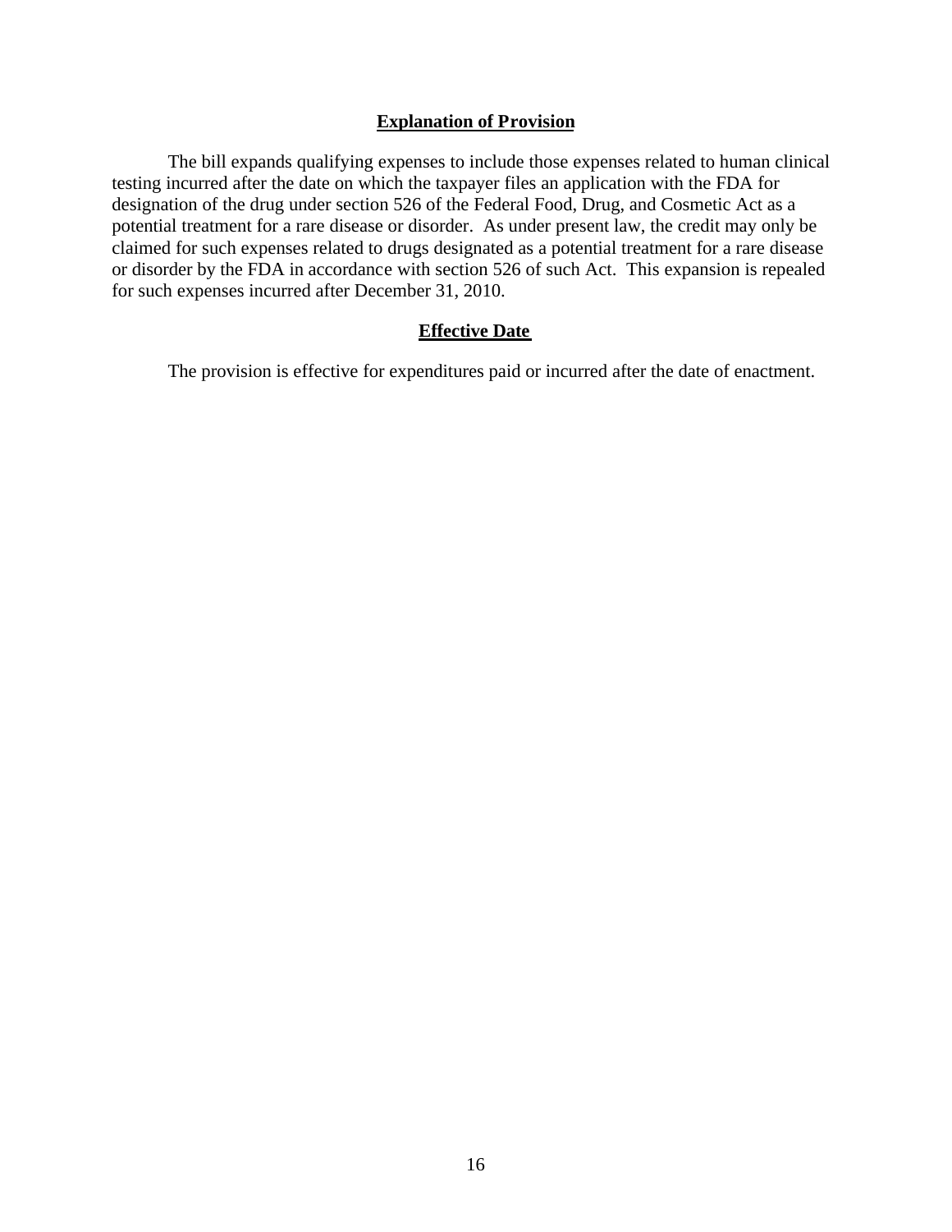### Explanation of Provision

The bill expands qualifying expenses to include those expenses related to human clinical testing incurred after the date on which the taxpayer files an application with the FDA for designation of the drug under section 526 of the Federal Food, Drug, and Cosmetic Act as a potential treatment for a rare disease or disorder. As under present law, the credit may only be claimed for such expenses related to drugs designated as a potential treatment for a rare disease or disorder by the FDA in accordance with section 526 of such Act. This expansion is repealed for such expenses incurred after December 31, 2010.

### Effective Date

The provision is effective for expenditures paid or incurred after the date of enactment.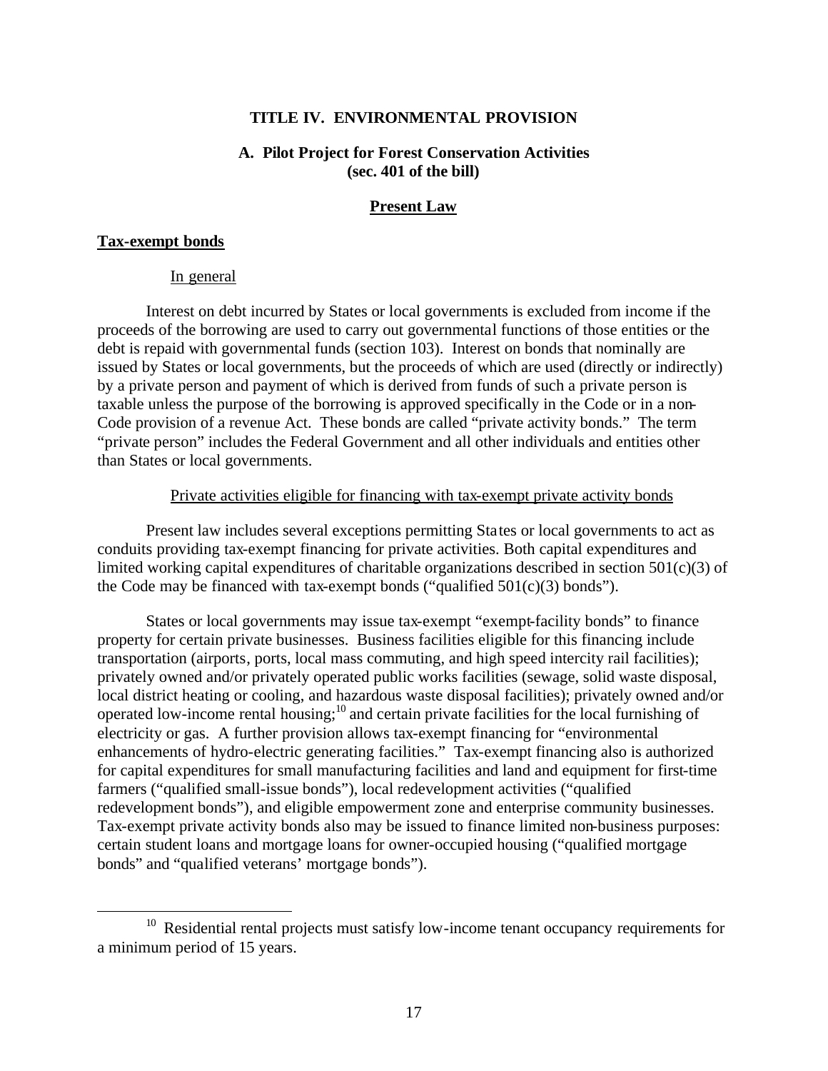# TITLE IV. ENVIRONMENTAL PROVISION

## A. Pilot Project for Forest Conservation Activities (sec. 401 of the bill)

### Present Law

**Tax-exempt bonds**

In general

Interest on debt incurred by States or local governments is excluded from income if the proceeds of the borrowing are used to carry out governmental functions of those entities or the debt is repaid with governmental funds (section 103). Interest on bonds that nominally are issued by States or local governments, but the proceeds of which are used (directly or indirectly) by a private person and payment of which is derived from funds of such a private person is taxable unless the purpose of the borrowing is approved specifically in the Code or in a non-Code provision of a revenue Act. These bonds are called "private activity bonds." The term "private person" includes the Federal Government and all other individuals and entities other than States or local governments.

Private activities eligible for financing with tax-exempt private activity bonds

Present law includes several exceptions permitting States or local governments to act as conduits providing tax-exempt financing for private activities. Both capital expenditures and limited working capital expenditures of charitable organizations described in section 501(c)(3) of the Code may be financed with tax-exempt bonds ("qualified 501(c)(3) bonds").

States or local governments may issue tax-exempt "exempt-facility bonds" to finance property for certain private businesses. Business facilities eligible for this financing include transportation (airports, ports, local mass commuting, and high speed intercity rail facilities); privately owned and/or privately operated public works facilities (sewage, solid waste disposal, local district heating or cooling, and hazardous waste disposal facilities); privately owned and/or operated low-income rental housing;[10] and certain private facilities for the local furnishing of electricity or gas. A further provision allows tax-exempt financing for "environmental enhancements of hydro-electric generating facilities." Tax-exempt financing also is authorized for capital expenditures for small manufacturing facilities and land and equipment for first-time farmers ("qualified small-issue bonds"), local redevelopment activities ("qualified redevelopment bonds"), and eligible empowerment zone and enterprise community businesses. Tax-exempt private activity bonds also may be issued to finance limited non-business purposes: certain student loans and mortgage loans for owner-occupied housing ("qualified mortgage bonds" and "qualified veterans' mortgage bonds").

[10] Residential rental projects must satisfy low-income tenant occupancy requirements for a minimum period of 15 years.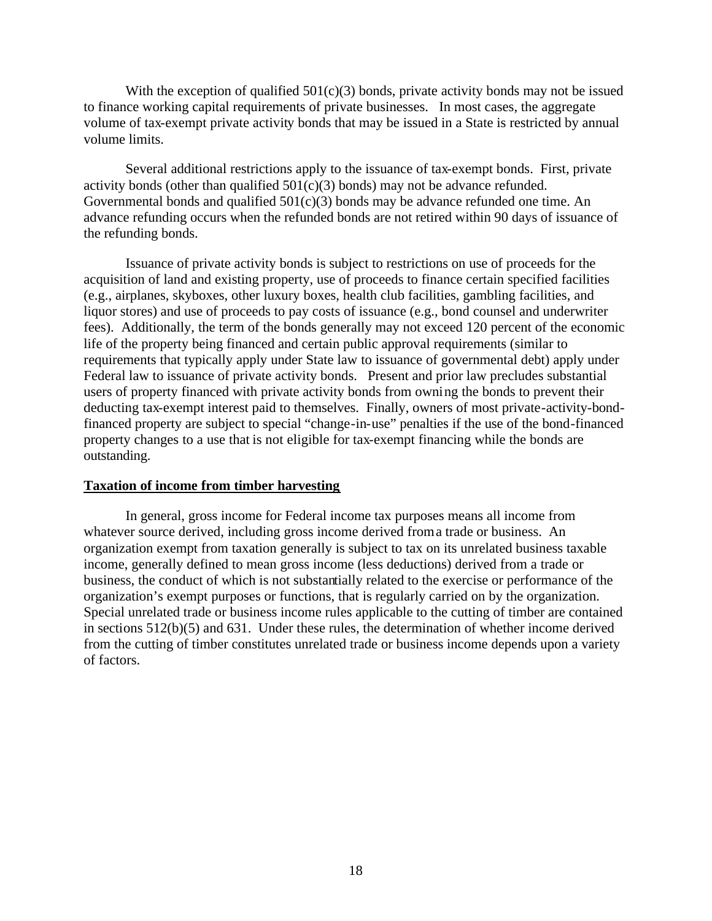With the exception of qualified 501(c)(3) bonds, private activity bonds may not be issued to finance working capital requirements of private businesses. In most cases, the aggregate volume of tax-exempt private activity bonds that may be issued in a State is restricted by annual volume limits.

Several additional restrictions apply to the issuance of tax-exempt bonds. First, private activity bonds (other than qualified 501(c)(3) bonds) may not be advance refunded. Governmental bonds and qualified 501(c)(3) bonds may be advance refunded one time. An advance refunding occurs when the refunded bonds are not retired within 90 days of issuance of the refunding bonds.

Issuance of private activity bonds is subject to restrictions on use of proceeds for the acquisition of land and existing property, use of proceeds to finance certain specified facilities (e.g., airplanes, skyboxes, other luxury boxes, health club facilities, gambling facilities, and liquor stores) and use of proceeds to pay costs of issuance (e.g., bond counsel and underwriter fees). Additionally, the term of the bonds generally may not exceed 120 percent of the economic life of the property being financed and certain public approval requirements (similar to requirements that typically apply under State law to issuance of governmental debt) apply under Federal law to issuance of private activity bonds. Present and prior law precludes substantial users of property financed with private activity bonds from owning the bonds to prevent their deducting tax-exempt interest paid to themselves. Finally, owners of most private-activity-bond-financed property are subject to special "change-in-use" penalties if the use of the bond-financed property changes to a use that is not eligible for tax-exempt financing while the bonds are outstanding.

**Taxation of income from timber harvesting**

In general, gross income for Federal income tax purposes means all income from whatever source derived, including gross income derived from a trade or business. An organization exempt from taxation generally is subject to tax on its unrelated business taxable income, generally defined to mean gross income (less deductions) derived from a trade or business, the conduct of which is not substantially related to the exercise or performance of the organization's exempt purposes or functions, that is regularly carried on by the organization. Special unrelated trade or business income rules applicable to the cutting of timber are contained in sections 512(b)(5) and 631. Under these rules, the determination of whether income derived from the cutting of timber constitutes unrelated trade or business income depends upon a variety of factors.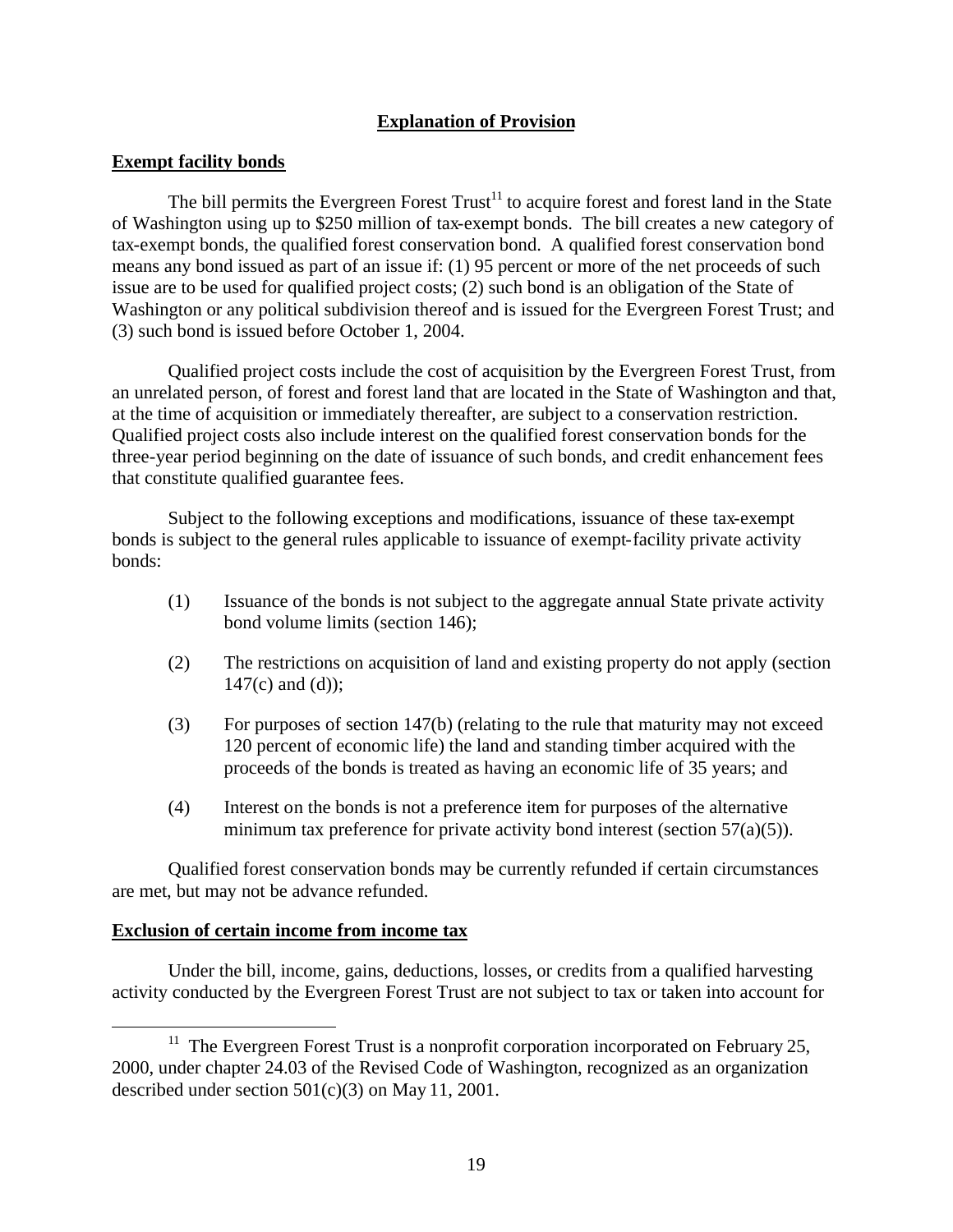## Explanation of Provision

### Exempt facility bonds

The bill permits the Evergreen Forest Trust[11] to acquire forest and forest land in the State of Washington using up to $250 million of tax-exempt bonds. The bill creates a new category of tax-exempt bonds, the qualified forest conservation bond. A qualified forest conservation bond means any bond issued as part of an issue if: (1) 95 percent or more of the net proceeds of such issue are to be used for qualified project costs; (2) such bond is an obligation of the State of Washington or any political subdivision thereof and is issued for the Evergreen Forest Trust; and (3) such bond is issued before October 1, 2004.

Qualified project costs include the cost of acquisition by the Evergreen Forest Trust, from an unrelated person, of forest and forest land that are located in the State of Washington and that, at the time of acquisition or immediately thereafter, are subject to a conservation restriction. Qualified project costs also include interest on the qualified forest conservation bonds for the three-year period beginning on the date of issuance of such bonds, and credit enhancement fees that constitute qualified guarantee fees.

Subject to the following exceptions and modifications, issuance of these tax-exempt bonds is subject to the general rules applicable to issuance of exempt-facility private activity bonds:

(1) Issuance of the bonds is not subject to the aggregate annual State private activity bond volume limits (section 146);

(2) The restrictions on acquisition of land and existing property do not apply (section 147(c) and (d));

(3) For purposes of section 147(b) (relating to the rule that maturity may not exceed 120 percent of economic life) the land and standing timber acquired with the proceeds of the bonds is treated as having an economic life of 35 years; and

(4) Interest on the bonds is not a preference item for purposes of the alternative minimum tax preference for private activity bond interest (section 57(a)(5)).

Qualified forest conservation bonds may be currently refunded if certain circumstances are met, but may not be advance refunded.

### Exclusion of certain income from income tax

Under the bill, income, gains, deductions, losses, or credits from a qualified harvesting activity conducted by the Evergreen Forest Trust are not subject to tax or taken into account for

[11] The Evergreen Forest Trust is a nonprofit corporation incorporated on February 25, 2000, under chapter 24.03 of the Revised Code of Washington, recognized as an organization described under section 501(c)(3) on May 11, 2001.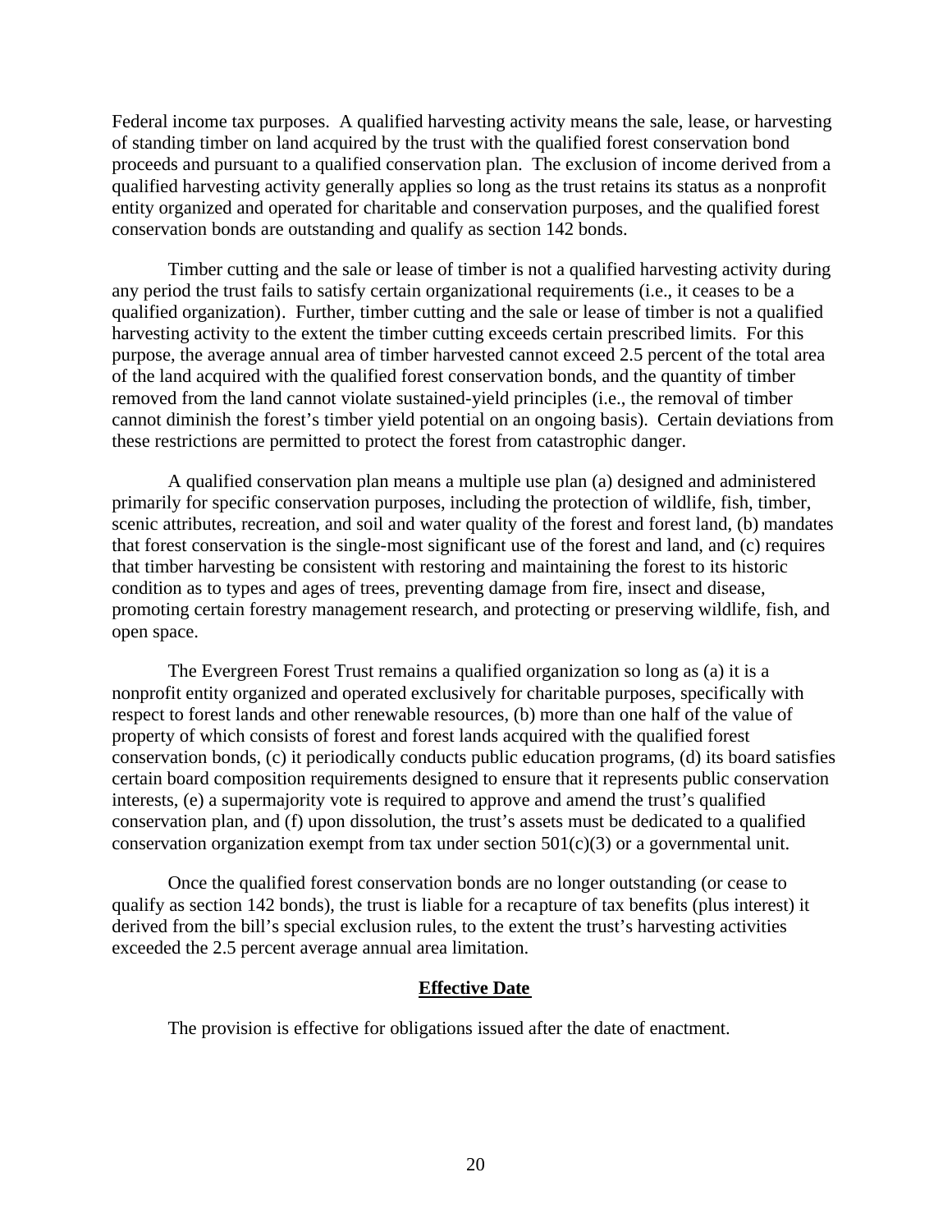Federal income tax purposes. A qualified harvesting activity means the sale, lease, or harvesting of standing timber on land acquired by the trust with the qualified forest conservation bond proceeds and pursuant to a qualified conservation plan. The exclusion of income derived from a qualified harvesting activity generally applies so long as the trust retains its status as a nonprofit entity organized and operated for charitable and conservation purposes, and the qualified forest conservation bonds are outstanding and qualify as section 142 bonds.

Timber cutting and the sale or lease of timber is not a qualified harvesting activity during any period the trust fails to satisfy certain organizational requirements (i.e., it ceases to be a qualified organization). Further, timber cutting and the sale or lease of timber is not a qualified harvesting activity to the extent the timber cutting exceeds certain prescribed limits. For this purpose, the average annual area of timber harvested cannot exceed 2.5 percent of the total area of the land acquired with the qualified forest conservation bonds, and the quantity of timber removed from the land cannot violate sustained-yield principles (i.e., the removal of timber cannot diminish the forest's timber yield potential on an ongoing basis). Certain deviations from these restrictions are permitted to protect the forest from catastrophic danger.

A qualified conservation plan means a multiple use plan (a) designed and administered primarily for specific conservation purposes, including the protection of wildlife, fish, timber, scenic attributes, recreation, and soil and water quality of the forest and forest land, (b) mandates that forest conservation is the single-most significant use of the forest and land, and (c) requires that timber harvesting be consistent with restoring and maintaining the forest to its historic condition as to types and ages of trees, preventing damage from fire, insect and disease, promoting certain forestry management research, and protecting or preserving wildlife, fish, and open space.

The Evergreen Forest Trust remains a qualified organization so long as (a) it is a nonprofit entity organized and operated exclusively for charitable purposes, specifically with respect to forest lands and other renewable resources, (b) more than one half of the value of property of which consists of forest and forest lands acquired with the qualified forest conservation bonds, (c) it periodically conducts public education programs, (d) its board satisfies certain board composition requirements designed to ensure that it represents public conservation interests, (e) a supermajority vote is required to approve and amend the trust's qualified conservation plan, and (f) upon dissolution, the trust's assets must be dedicated to a qualified conservation organization exempt from tax under section 501(c)(3) or a governmental unit.

Once the qualified forest conservation bonds are no longer outstanding (or cease to qualify as section 142 bonds), the trust is liable for a recapture of tax benefits (plus interest) it derived from the bill's special exclusion rules, to the extent the trust's harvesting activities exceeded the 2.5 percent average annual area limitation.

## **Effective Date**

The provision is effective for obligations issued after the date of enactment.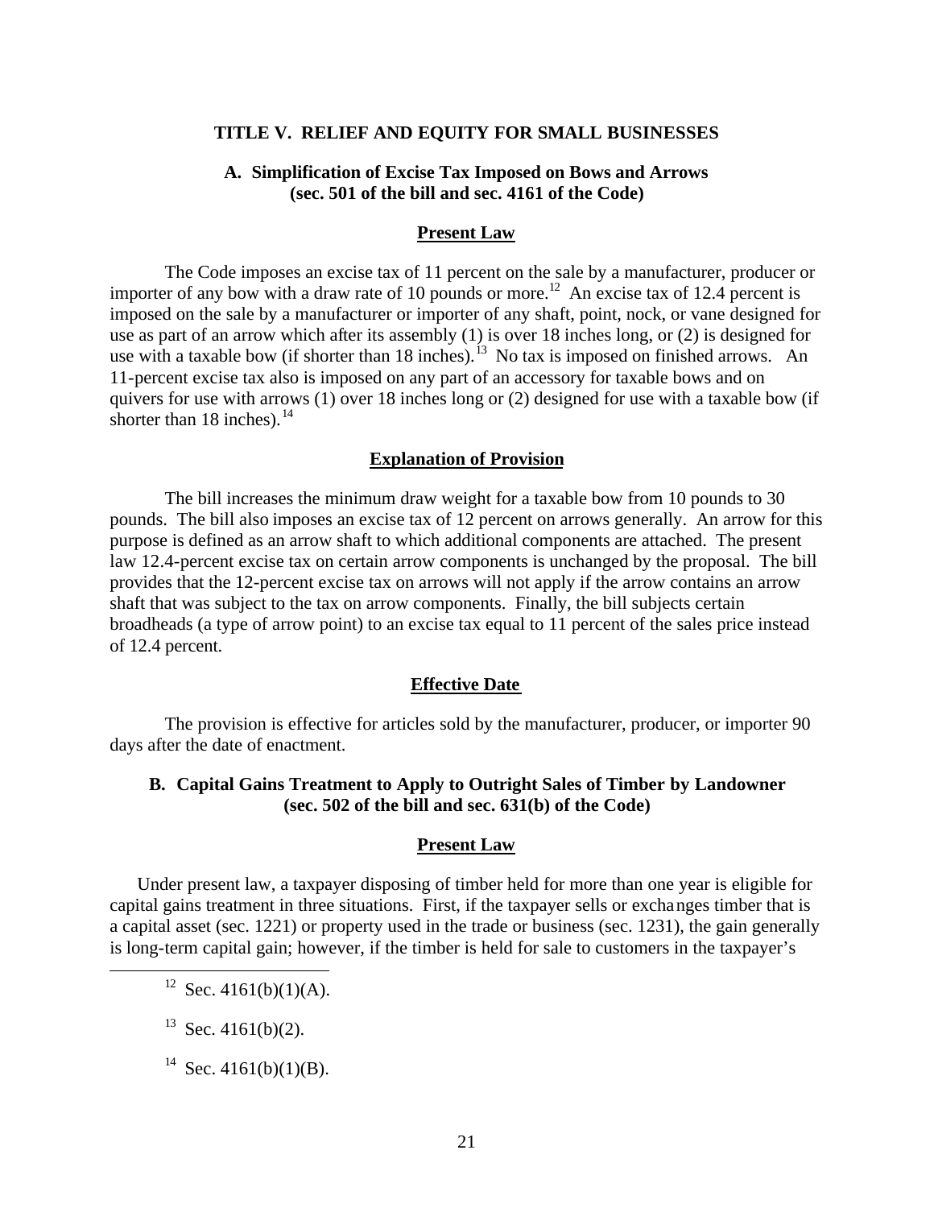## TITLE V. RELIEF AND EQUITY FOR SMALL BUSINESSES

### A. Simplification of Excise Tax Imposed on Bows and Arrows (sec. 501 of the bill and sec. 4161 of the Code)

#### Present Law

The Code imposes an excise tax of 11 percent on the sale by a manufacturer, producer or importer of any bow with a draw rate of 10 pounds or more.[12] An excise tax of 12.4 percent is imposed on the sale by a manufacturer or importer of any shaft, point, nock, or vane designed for use as part of an arrow which after its assembly (1) is over 18 inches long, or (2) is designed for use with a taxable bow (if shorter than 18 inches).[13] No tax is imposed on finished arrows. An 11-percent excise tax also is imposed on any part of an accessory for taxable bows and on quivers for use with arrows (1) over 18 inches long or (2) designed for use with a taxable bow (if shorter than 18 inches).[14]

#### Explanation of Provision

The bill increases the minimum draw weight for a taxable bow from 10 pounds to 30 pounds. The bill also imposes an excise tax of 12 percent on arrows generally. An arrow for this purpose is defined as an arrow shaft to which additional components are attached. The present law 12.4-percent excise tax on certain arrow components is unchanged by the proposal. The bill provides that the 12-percent excise tax on arrows will not apply if the arrow contains an arrow shaft that was subject to the tax on arrow components. Finally, the bill subjects certain broadheads (a type of arrow point) to an excise tax equal to 11 percent of the sales price instead of 12.4 percent.

#### Effective Date

The provision is effective for articles sold by the manufacturer, producer, or importer 90 days after the date of enactment.

### B. Capital Gains Treatment to Apply to Outright Sales of Timber by Landowner (sec. 502 of the bill and sec. 631(b) of the Code)

#### Present Law

Under present law, a taxpayer disposing of timber held for more than one year is eligible for capital gains treatment in three situations. First, if the taxpayer sells or exchanges timber that is a capital asset (sec. 1221) or property used in the trade or business (sec. 1231), the gain generally is long-term capital gain; however, if the timber is held for sale to customers in the taxpayer's

---

[12] Sec. 4161(b)(1)(A).

[13] Sec. 4161(b)(2).

[14] Sec. 4161(b)(1)(B).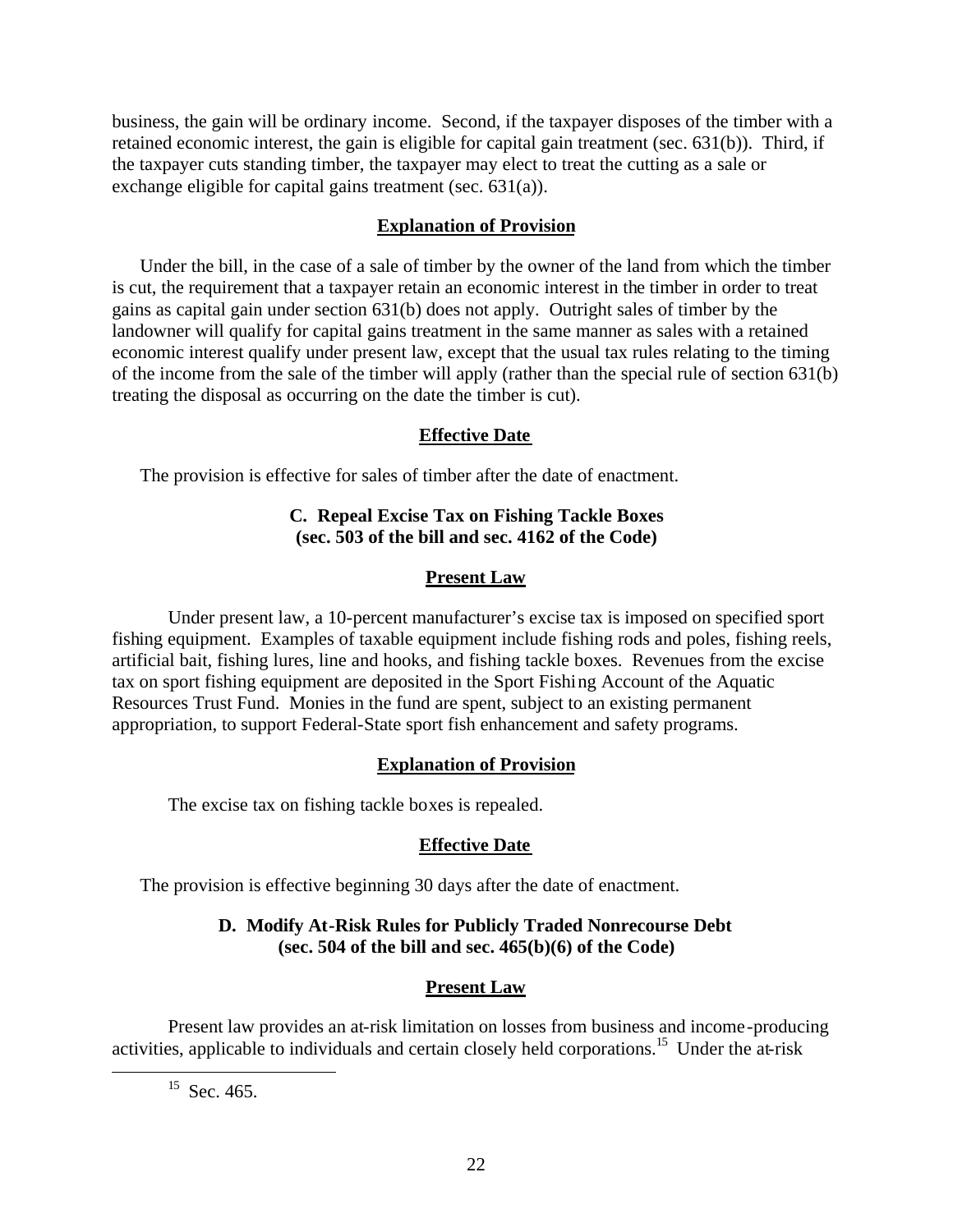business, the gain will be ordinary income. Second, if the taxpayer disposes of the timber with a retained economic interest, the gain is eligible for capital gain treatment (sec. 631(b)). Third, if the taxpayer cuts standing timber, the taxpayer may elect to treat the cutting as a sale or exchange eligible for capital gains treatment (sec. 631(a)).

**Explanation of Provision**

Under the bill, in the case of a sale of timber by the owner of the land from which the timber is cut, the requirement that a taxpayer retain an economic interest in the timber in order to treat gains as capital gain under section 631(b) does not apply. Outright sales of timber by the landowner will qualify for capital gains treatment in the same manner as sales with a retained economic interest qualify under present law, except that the usual tax rules relating to the timing of the income from the sale of the timber will apply (rather than the special rule of section 631(b) treating the disposal as occurring on the date the timber is cut).

**Effective Date**

The provision is effective for sales of timber after the date of enactment.

### C. Repeal Excise Tax on Fishing Tackle Boxes (sec. 503 of the bill and sec. 4162 of the Code)

**Present Law**

Under present law, a 10-percent manufacturer's excise tax is imposed on specified sport fishing equipment. Examples of taxable equipment include fishing rods and poles, fishing reels, artificial bait, fishing lures, line and hooks, and fishing tackle boxes. Revenues from the excise tax on sport fishing equipment are deposited in the Sport Fishing Account of the Aquatic Resources Trust Fund. Monies in the fund are spent, subject to an existing permanent appropriation, to support Federal-State sport fish enhancement and safety programs.

**Explanation of Provision**

The excise tax on fishing tackle boxes is repealed.

**Effective Date**

The provision is effective beginning 30 days after the date of enactment.

### D. Modify At-Risk Rules for Publicly Traded Nonrecourse Debt (sec. 504 of the bill and sec. 465(b)(6) of the Code)

**Present Law**

Present law provides an at-risk limitation on losses from business and income-producing activities, applicable to individuals and certain closely held corporations.[15] Under the at-risk

[15] Sec. 465.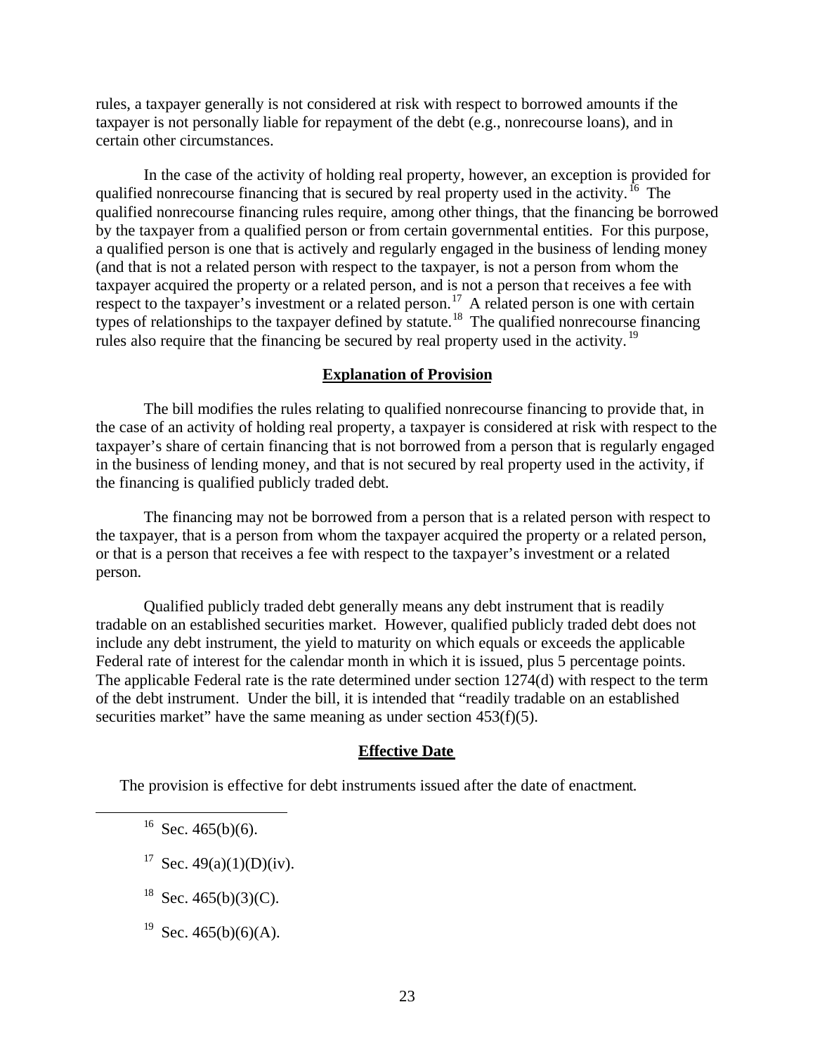rules, a taxpayer generally is not considered at risk with respect to borrowed amounts if the taxpayer is not personally liable for repayment of the debt (e.g., nonrecourse loans), and in certain other circumstances.

In the case of the activity of holding real property, however, an exception is provided for qualified nonrecourse financing that is secured by real property used in the activity.[16] The qualified nonrecourse financing rules require, among other things, that the financing be borrowed by the taxpayer from a qualified person or from certain governmental entities. For this purpose, a qualified person is one that is actively and regularly engaged in the business of lending money (and that is not a related person with respect to the taxpayer, is not a person from whom the taxpayer acquired the property or a related person, and is not a person that receives a fee with respect to the taxpayer's investment or a related person.[17] A related person is one with certain types of relationships to the taxpayer defined by statute.[18] The qualified nonrecourse financing rules also require that the financing be secured by real property used in the activity.[19]

## Explanation of Provision

The bill modifies the rules relating to qualified nonrecourse financing to provide that, in the case of an activity of holding real property, a taxpayer is considered at risk with respect to the taxpayer's share of certain financing that is not borrowed from a person that is regularly engaged in the business of lending money, and that is not secured by real property used in the activity, if the financing is qualified publicly traded debt.

The financing may not be borrowed from a person that is a related person with respect to the taxpayer, that is a person from whom the taxpayer acquired the property or a related person, or that is a person that receives a fee with respect to the taxpayer's investment or a related person.

Qualified publicly traded debt generally means any debt instrument that is readily tradable on an established securities market. However, qualified publicly traded debt does not include any debt instrument, the yield to maturity on which equals or exceeds the applicable Federal rate of interest for the calendar month in which it is issued, plus 5 percentage points. The applicable Federal rate is the rate determined under section 1274(d) with respect to the term of the debt instrument. Under the bill, it is intended that "readily tradable on an established securities market" have the same meaning as under section 453(f)(5).

## Effective Date

The provision is effective for debt instruments issued after the date of enactment.

---

[16] Sec. 465(b)(6).

[17] Sec. 49(a)(1)(D)(iv).

[18] Sec. 465(b)(3)(C).

[19] Sec. 465(b)(6)(A).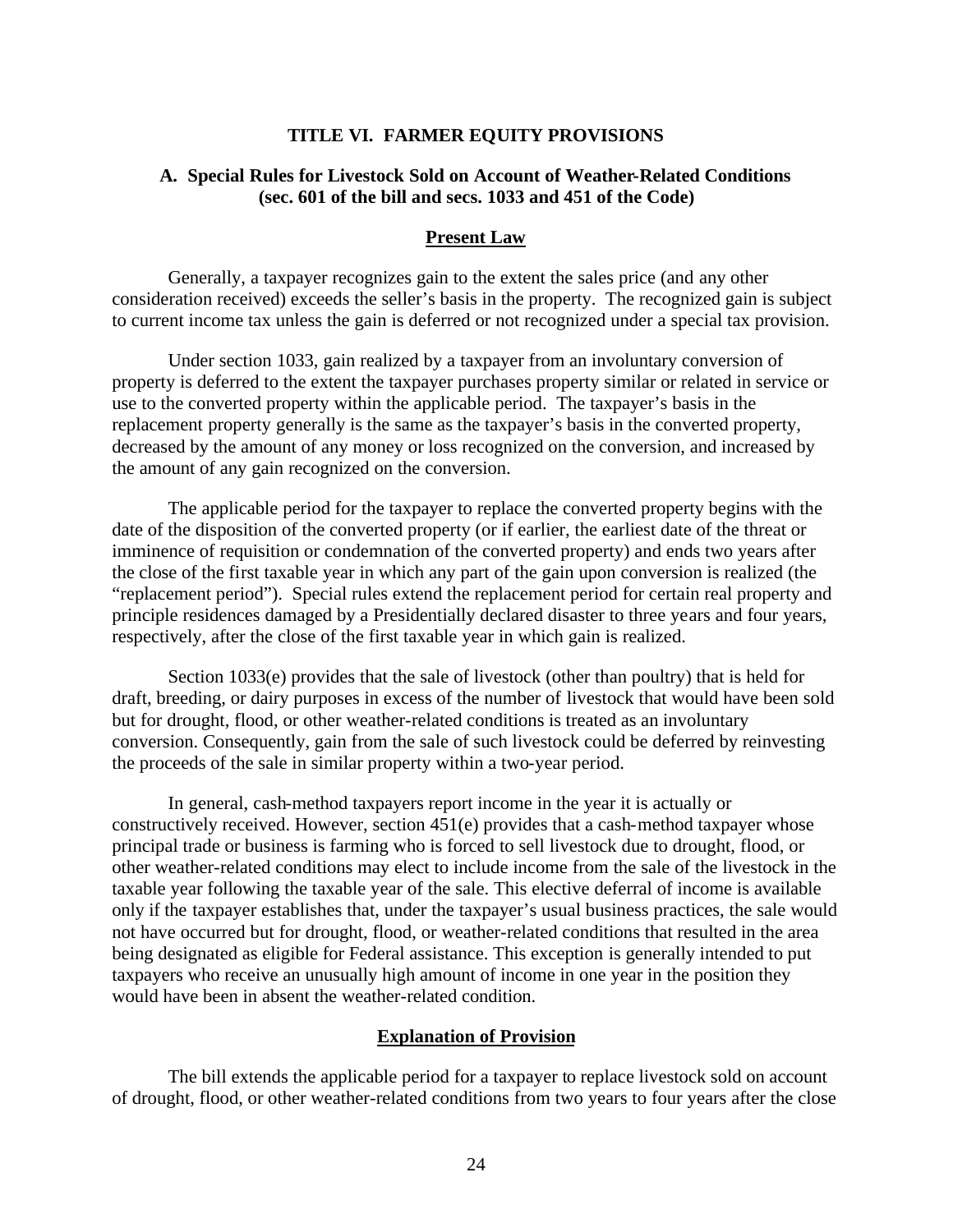## TITLE VI. FARMER EQUITY PROVISIONS

### A. Special Rules for Livestock Sold on Account of Weather-Related Conditions (sec. 601 of the bill and secs. 1033 and 451 of the Code)

#### Present Law

Generally, a taxpayer recognizes gain to the extent the sales price (and any other consideration received) exceeds the seller's basis in the property. The recognized gain is subject to current income tax unless the gain is deferred or not recognized under a special tax provision.

Under section 1033, gain realized by a taxpayer from an involuntary conversion of property is deferred to the extent the taxpayer purchases property similar or related in service or use to the converted property within the applicable period. The taxpayer's basis in the replacement property generally is the same as the taxpayer's basis in the converted property, decreased by the amount of any money or loss recognized on the conversion, and increased by the amount of any gain recognized on the conversion.

The applicable period for the taxpayer to replace the converted property begins with the date of the disposition of the converted property (or if earlier, the earliest date of the threat or imminence of requisition or condemnation of the converted property) and ends two years after the close of the first taxable year in which any part of the gain upon conversion is realized (the "replacement period"). Special rules extend the replacement period for certain real property and principle residences damaged by a Presidentially declared disaster to three years and four years, respectively, after the close of the first taxable year in which gain is realized.

Section 1033(e) provides that the sale of livestock (other than poultry) that is held for draft, breeding, or dairy purposes in excess of the number of livestock that would have been sold but for drought, flood, or other weather-related conditions is treated as an involuntary conversion. Consequently, gain from the sale of such livestock could be deferred by reinvesting the proceeds of the sale in similar property within a two-year period.

In general, cash-method taxpayers report income in the year it is actually or constructively received. However, section 451(e) provides that a cash-method taxpayer whose principal trade or business is farming who is forced to sell livestock due to drought, flood, or other weather-related conditions may elect to include income from the sale of the livestock in the taxable year following the taxable year of the sale. This elective deferral of income is available only if the taxpayer establishes that, under the taxpayer's usual business practices, the sale would not have occurred but for drought, flood, or weather-related conditions that resulted in the area being designated as eligible for Federal assistance. This exception is generally intended to put taxpayers who receive an unusually high amount of income in one year in the position they would have been in absent the weather-related condition.

#### Explanation of Provision

The bill extends the applicable period for a taxpayer to replace livestock sold on account of drought, flood, or other weather-related conditions from two years to four years after the close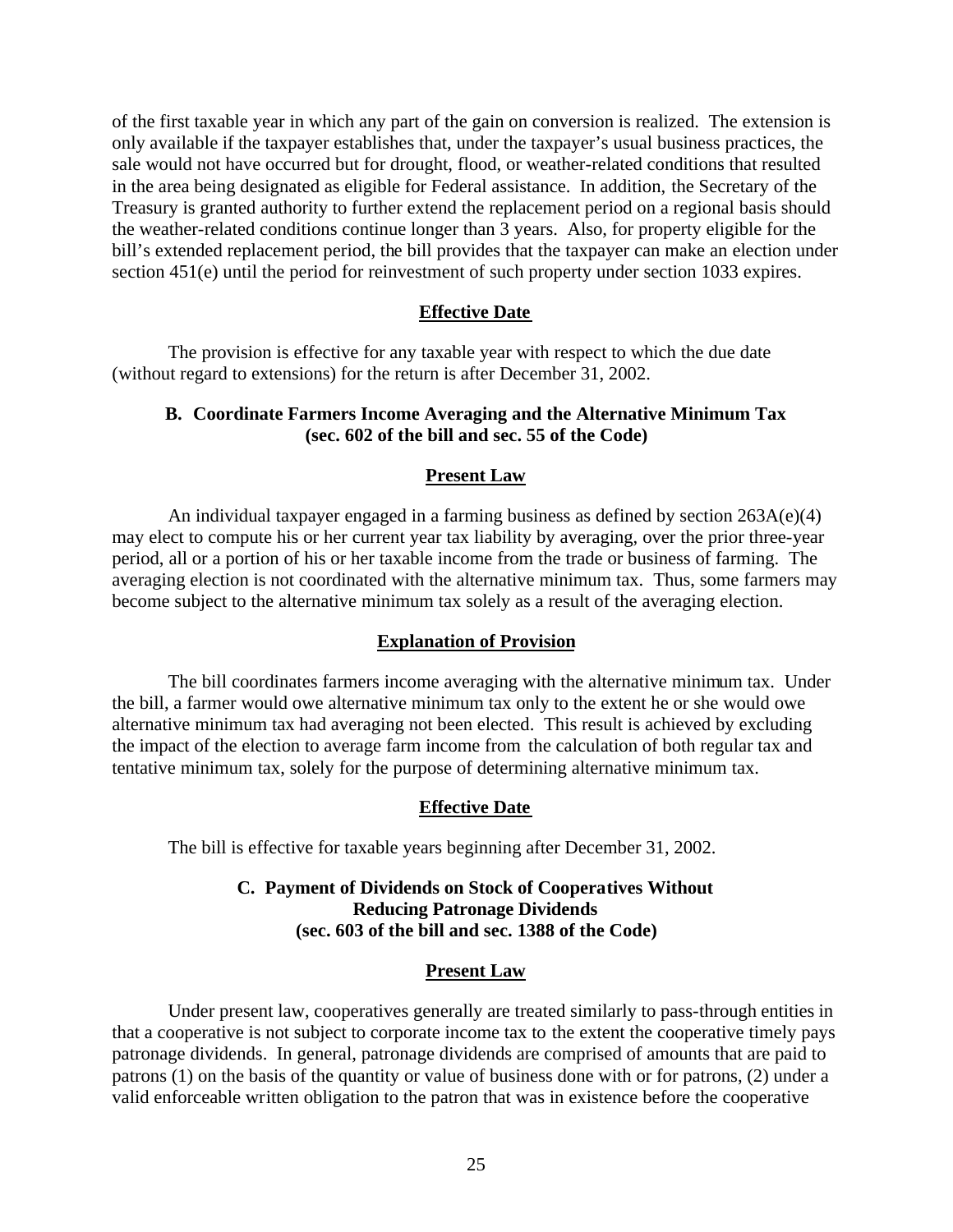of the first taxable year in which any part of the gain on conversion is realized. The extension is only available if the taxpayer establishes that, under the taxpayer's usual business practices, the sale would not have occurred but for drought, flood, or weather-related conditions that resulted in the area being designated as eligible for Federal assistance. In addition, the Secretary of the Treasury is granted authority to further extend the replacement period on a regional basis should the weather-related conditions continue longer than 3 years. Also, for property eligible for the bill's extended replacement period, the bill provides that the taxpayer can make an election under section 451(e) until the period for reinvestment of such property under section 1033 expires.

#### Effective Date

The provision is effective for any taxable year with respect to which the due date (without regard to extensions) for the return is after December 31, 2002.

### B. Coordinate Farmers Income Averaging and the Alternative Minimum Tax (sec. 602 of the bill and sec. 55 of the Code)

#### Present Law

An individual taxpayer engaged in a farming business as defined by section 263A(e)(4) may elect to compute his or her current year tax liability by averaging, over the prior three-year period, all or a portion of his or her taxable income from the trade or business of farming. The averaging election is not coordinated with the alternative minimum tax. Thus, some farmers may become subject to the alternative minimum tax solely as a result of the averaging election.

#### Explanation of Provision

The bill coordinates farmers income averaging with the alternative minimum tax. Under the bill, a farmer would owe alternative minimum tax only to the extent he or she would owe alternative minimum tax had averaging not been elected. This result is achieved by excluding the impact of the election to average farm income from the calculation of both regular tax and tentative minimum tax, solely for the purpose of determining alternative minimum tax.

#### Effective Date

The bill is effective for taxable years beginning after December 31, 2002.

### C. Payment of Dividends on Stock of Cooperatives Without Reducing Patronage Dividends (sec. 603 of the bill and sec. 1388 of the Code)

#### Present Law

Under present law, cooperatives generally are treated similarly to pass-through entities in that a cooperative is not subject to corporate income tax to the extent the cooperative timely pays patronage dividends. In general, patronage dividends are comprised of amounts that are paid to patrons (1) on the basis of the quantity or value of business done with or for patrons, (2) under a valid enforceable written obligation to the patron that was in existence before the cooperative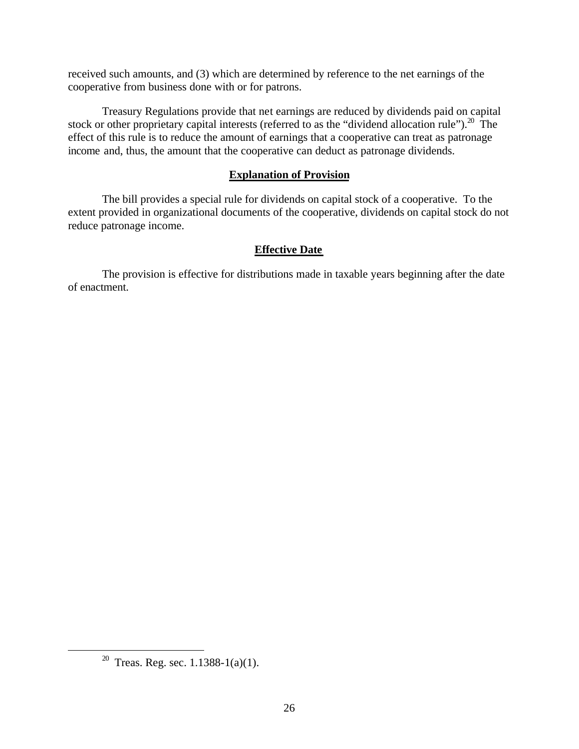received such amounts, and (3) which are determined by reference to the net earnings of the cooperative from business done with or for patrons.

Treasury Regulations provide that net earnings are reduced by dividends paid on capital stock or other proprietary capital interests (referred to as the "dividend allocation rule").[20] The effect of this rule is to reduce the amount of earnings that a cooperative can treat as patronage income and, thus, the amount that the cooperative can deduct as patronage dividends.

## Explanation of Provision

The bill provides a special rule for dividends on capital stock of a cooperative. To the extent provided in organizational documents of the cooperative, dividends on capital stock do not reduce patronage income.

## Effective Date

The provision is effective for distributions made in taxable years beginning after the date of enactment.

[20] Treas. Reg. sec. 1.1388-1(a)(1).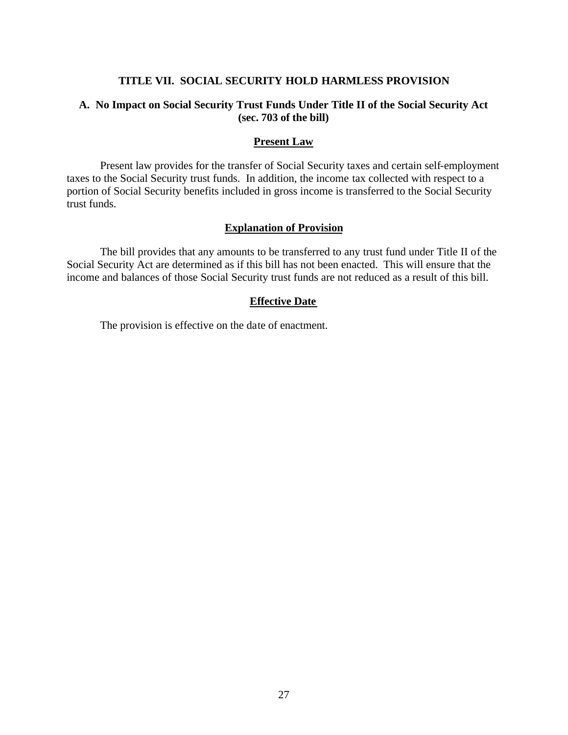# TITLE VII. SOCIAL SECURITY HOLD HARMLESS PROVISION

## A. No Impact on Social Security Trust Funds Under Title II of the Social Security Act (sec. 703 of the bill)

### Present Law

Present law provides for the transfer of Social Security taxes and certain self-employment taxes to the Social Security trust funds. In addition, the income tax collected with respect to a portion of Social Security benefits included in gross income is transferred to the Social Security trust funds.

### Explanation of Provision

The bill provides that any amounts to be transferred to any trust fund under Title II of the Social Security Act are determined as if this bill has not been enacted. This will ensure that the income and balances of those Social Security trust funds are not reduced as a result of this bill.

### Effective Date

The provision is effective on the date of enactment.